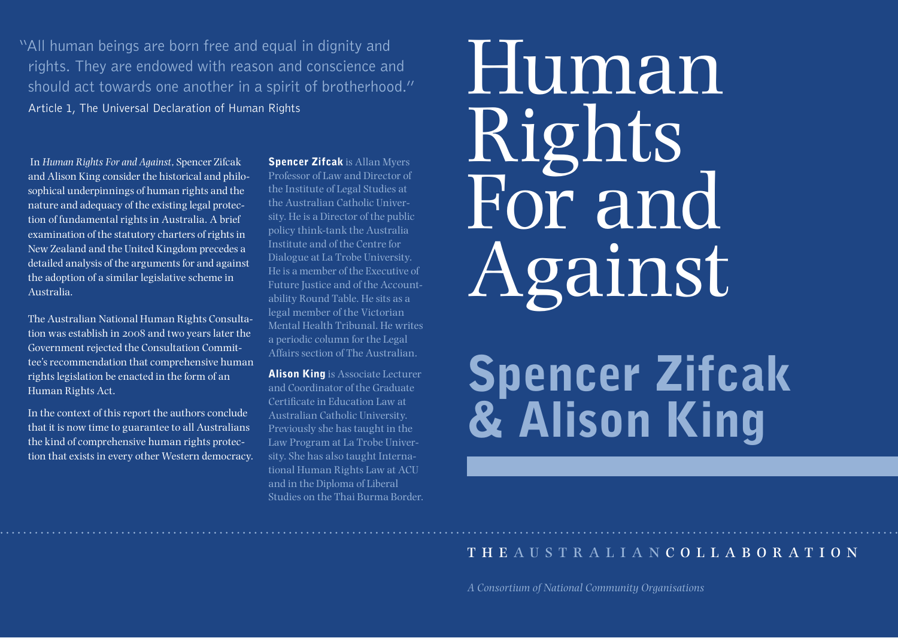"All human beings are born free and equal in dignity and rights. They are endowed with reason and conscience and should act towards one another in a spirit of brotherhood."
Article 1, The Universal Declaration of Human Rights

In *Human Rights For and Against*, Spencer Zifcak and Alison King consider the historical and philosophical underpinnings of human rights and the nature and adequacy of the existing legal protection of fundamental rights in Australia. A brief examination of the statutory charters of rights in New Zealand and the United Kingdom precedes a detailed analysis of the arguments for and against the adoption of a similar legislative scheme in Australia.

The Australian National Human Rights Consultation was establish in 2008 and two years later the Government rejected the Consultation Committee's recommendation that comprehensive human rights legislation be enacted in the form of an Human Rights Act.

In the context of this report the authors conclude that it is now time to guarantee to all Australians the kind of comprehensive human rights protection that exists in every other Western democracy.

**Spencer Zifcak** is Allan Myers Professor of Law and Director of the Institute of Legal Studies at the Australian Catholic University. He is a Director of the public policy think-tank the Australia Institute and of the Centre for Dialogue at La Trobe University. He is a member of the Executive of Future Justice and of the Accountability Round Table. He sits as a legal member of the Victorian Mental Health Tribunal. He writes a periodic column for the Legal Affairs section of The Australian.

**Alison King** is Associate Lecturer and Coordinator of the Graduate Certificate in Education Law at Australian Catholic University. Previously she has taught in the Law Program at La Trobe University. She has also taught International Human Rights Law at ACU and in the Diploma of Liberal Studies on the Thai Burma Border.

# Human Rights For and Against

## Spencer Zifcak & Alison King

THE AUSTRALIAN COLLABORATION

*A Consortium of National Community Organisations*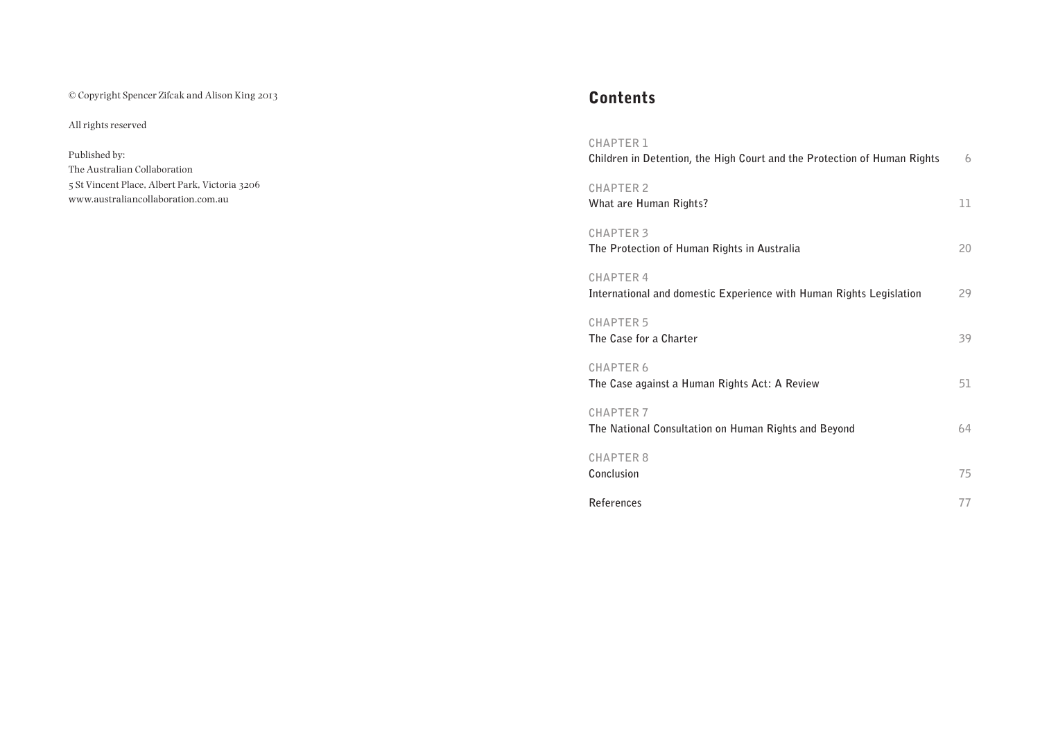© Copyright Spencer Zifcak and Alison King 2013

All rights reserved

Published by:
The Australian Collaboration
5 St Vincent Place, Albert Park, Victoria 3206
www.australiancollaboration.com.au

## Contents

CHAPTER 1
**Children in Detention, the High Court and the Protection of Human Rights** 6

CHAPTER 2
**What are Human Rights?** 11

CHAPTER 3
**The Protection of Human Rights in Australia** 20

CHAPTER 4
**International and domestic Experience with Human Rights Legislation** 29

CHAPTER 5
**The Case for a Charter** 39

CHAPTER 6
**The Case against a Human Rights Act: A Review** 51

CHAPTER 7
**The National Consultation on Human Rights and Beyond** 64

CHAPTER 8
**Conclusion** 75

**References** 77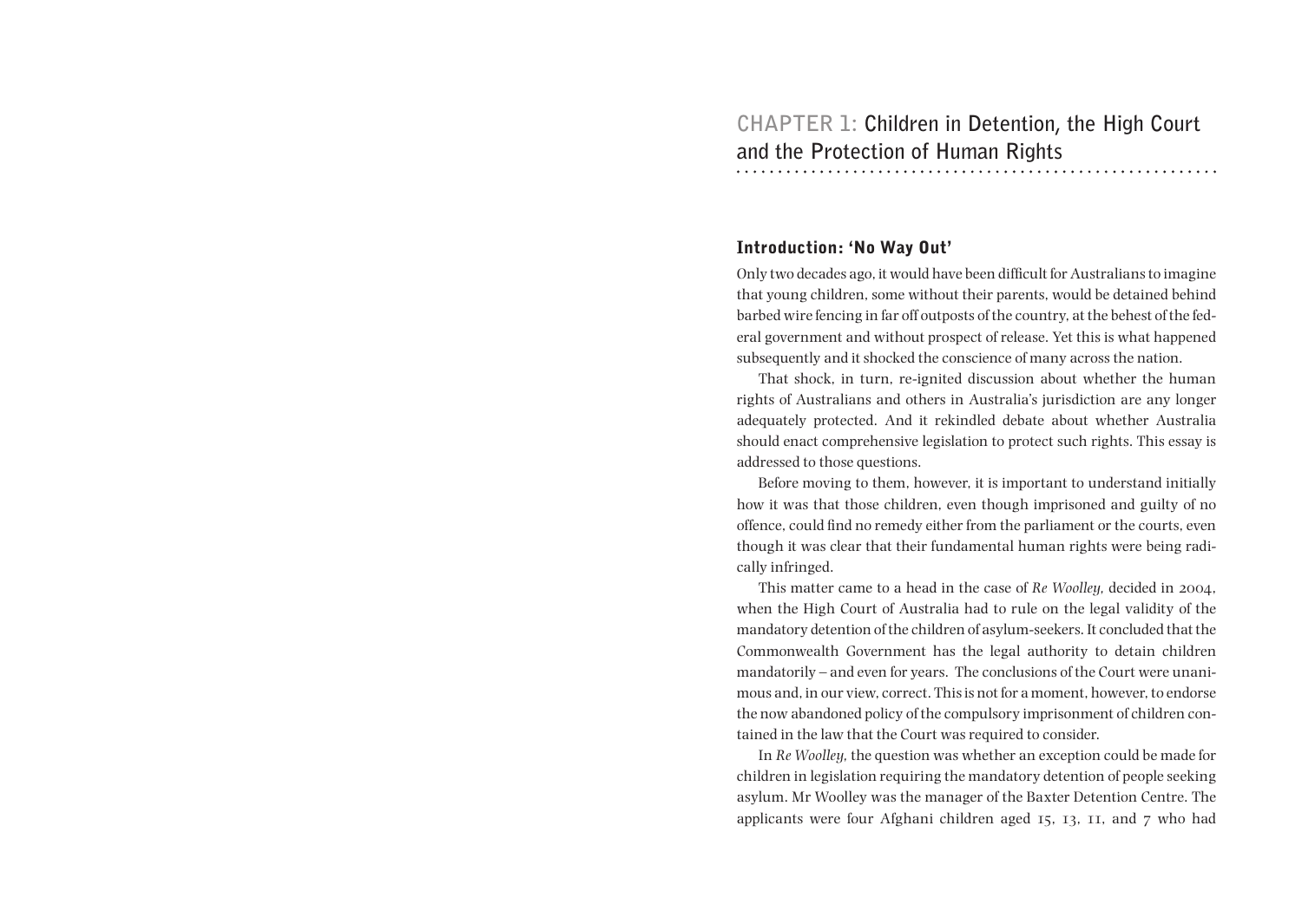# CHAPTER 1: Children in Detention, the High Court and the Protection of Human Rights

## Introduction: 'No Way Out'

Only two decades ago, it would have been difficult for Australians to imagine that young children, some without their parents, would be detained behind barbed wire fencing in far off outposts of the country, at the behest of the federal government and without prospect of release. Yet this is what happened subsequently and it shocked the conscience of many across the nation.

That shock, in turn, re-ignited discussion about whether the human rights of Australians and others in Australia's jurisdiction are any longer adequately protected. And it rekindled debate about whether Australia should enact comprehensive legislation to protect such rights. This essay is addressed to those questions.

Before moving to them, however, it is important to understand initially how it was that those children, even though imprisoned and guilty of no offence, could find no remedy either from the parliament or the courts, even though it was clear that their fundamental human rights were being radically infringed.

This matter came to a head in the case of *Re Woolley*, decided in 2004, when the High Court of Australia had to rule on the legal validity of the mandatory detention of the children of asylum-seekers. It concluded that the Commonwealth Government has the legal authority to detain children mandatorily – and even for years. The conclusions of the Court were unanimous and, in our view, correct. This is not for a moment, however, to endorse the now abandoned policy of the compulsory imprisonment of children contained in the law that the Court was required to consider.

In *Re Woolley*, the question was whether an exception could be made for children in legislation requiring the mandatory detention of people seeking asylum. Mr Woolley was the manager of the Baxter Detention Centre. The applicants were four Afghani children aged 15, 13, 11, and 7 who had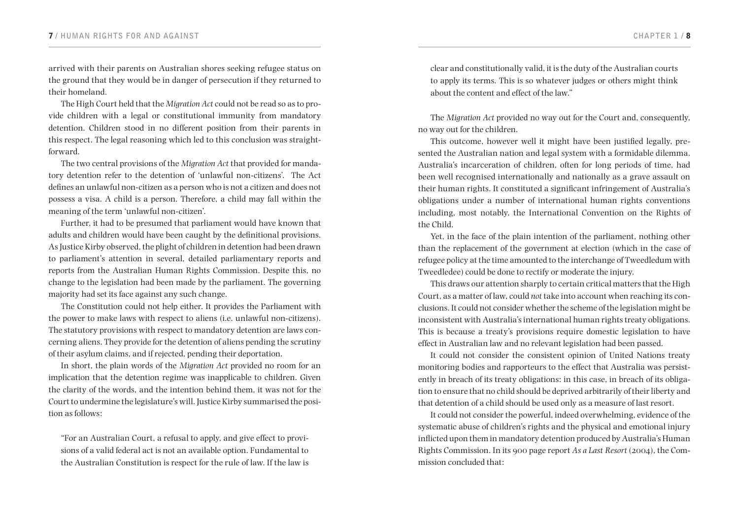arrived with their parents on Australian shores seeking refugee status on the ground that they would be in danger of persecution if they returned to their homeland.

The High Court held that the *Migration Act* could not be read so as to provide children with a legal or constitutional immunity from mandatory detention. Children stood in no different position from their parents in this respect. The legal reasoning which led to this conclusion was straightforward.

The two central provisions of the *Migration Act* that provided for mandatory detention refer to the detention of 'unlawful non-citizens'. The Act defines an unlawful non-citizen as a person who is not a citizen and does not possess a visa. A child is a person. Therefore, a child may fall within the meaning of the term 'unlawful non-citizen'.

Further, it had to be presumed that parliament would have known that adults and children would have been caught by the definitional provisions. As Justice Kirby observed, the plight of children in detention had been drawn to parliament's attention in several, detailed parliamentary reports and reports from the Australian Human Rights Commission. Despite this, no change to the legislation had been made by the parliament. The governing majority had set its face against any such change.

The Constitution could not help either. It provides the Parliament with the power to make laws with respect to aliens (i.e. unlawful non-citizens). The statutory provisions with respect to mandatory detention are laws concerning aliens. They provide for the detention of aliens pending the scrutiny of their asylum claims, and if rejected, pending their deportation.

In short, the plain words of the *Migration Act* provided no room for an implication that the detention regime was inapplicable to children. Given the clarity of the words, and the intention behind them, it was not for the Court to undermine the legislature's will. Justice Kirby summarised the position as follows:

> "For an Australian Court, a refusal to apply, and give effect to provisions of a valid federal act is not an available option. Fundamental to the Australian Constitution is respect for the rule of law. If the law is clear and constitutionally valid, it is the duty of the Australian courts to apply its terms. This is so whatever judges or others might think about the content and effect of the law."

The *Migration Act* provided no way out for the Court and, consequently, no way out for the children.

This outcome, however well it might have been justified legally, presented the Australian nation and legal system with a formidable dilemma. Australia's incarceration of children, often for long periods of time, had been well recognised internationally and nationally as a grave assault on their human rights. It constituted a significant infringement of Australia's obligations under a number of international human rights conventions including, most notably, the International Convention on the Rights of the Child.

Yet, in the face of the plain intention of the parliament, nothing other than the replacement of the government at election (which in the case of refugee policy at the time amounted to the interchange of Tweedledum with Tweedledee) could be done to rectify or moderate the injury.

This draws our attention sharply to certain critical matters that the High Court, as a matter of law, could *not* take into account when reaching its conclusions. It could not consider whether the scheme of the legislation might be inconsistent with Australia's international human rights treaty obligations. This is because a treaty's provisions require domestic legislation to have effect in Australian law and no relevant legislation had been passed.

It could not consider the consistent opinion of United Nations treaty monitoring bodies and rapporteurs to the effect that Australia was persistently in breach of its treaty obligations: in this case, in breach of its obligation to ensure that no child should be deprived arbitrarily of their liberty and that detention of a child should be used only as a measure of last resort.

It could not consider the powerful, indeed overwhelming, evidence of the systematic abuse of children's rights and the physical and emotional injury inflicted upon them in mandatory detention produced by Australia's Human Rights Commission. In its 900 page report *As a Last Resort* (2004), the Commission concluded that: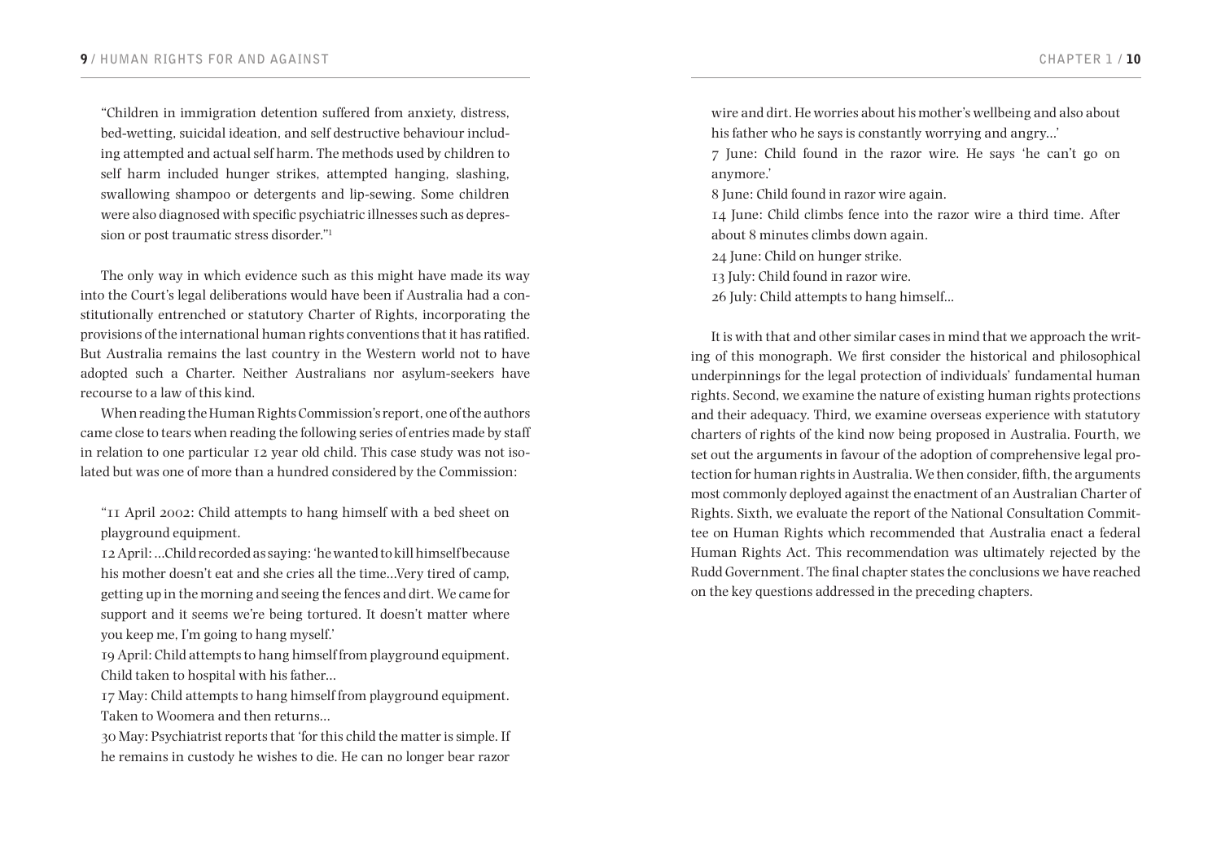"Children in immigration detention suffered from anxiety, distress, bed-wetting, suicidal ideation, and self destructive behaviour including attempted and actual self harm. The methods used by children to self harm included hunger strikes, attempted hanging, slashing, swallowing shampoo or detergents and lip-sewing. Some children were also diagnosed with specific psychiatric illnesses such as depression or post traumatic stress disorder."[1]

The only way in which evidence such as this might have made its way into the Court's legal deliberations would have been if Australia had a constitutionally entrenched or statutory Charter of Rights, incorporating the provisions of the international human rights conventions that it has ratified. But Australia remains the last country in the Western world not to have adopted such a Charter. Neither Australians nor asylum-seekers have recourse to a law of this kind.

When reading the Human Rights Commission's report, one of the authors came close to tears when reading the following series of entries made by staff in relation to one particular 12 year old child. This case study was not isolated but was one of more than a hundred considered by the Commission:

"11 April 2002: Child attempts to hang himself with a bed sheet on playground equipment.
12 April: …Child recorded as saying: 'he wanted to kill himself because his mother doesn't eat and she cries all the time…Very tired of camp, getting up in the morning and seeing the fences and dirt. We came for support and it seems we're being tortured. It doesn't matter where you keep me, I'm going to hang myself.'
19 April: Child attempts to hang himself from playground equipment. Child taken to hospital with his father…
17 May: Child attempts to hang himself from playground equipment. Taken to Woomera and then returns…
30 May: Psychiatrist reports that 'for this child the matter is simple. If he remains in custody he wishes to die. He can no longer bear razor wire and dirt. He worries about his mother's wellbeing and also about his father who he says is constantly worrying and angry…'
7 June: Child found in the razor wire. He says 'he can't go on anymore.'
8 June: Child found in razor wire again.
14 June: Child climbs fence into the razor wire a third time. After about 8 minutes climbs down again.
24 June: Child on hunger strike.
13 July: Child found in razor wire.
26 July: Child attempts to hang himself…

It is with that and other similar cases in mind that we approach the writing of this monograph. We first consider the historical and philosophical underpinnings for the legal protection of individuals' fundamental human rights. Second, we examine the nature of existing human rights protections and their adequacy. Third, we examine overseas experience with statutory charters of rights of the kind now being proposed in Australia. Fourth, we set out the arguments in favour of the adoption of comprehensive legal protection for human rights in Australia. We then consider, fifth, the arguments most commonly deployed against the enactment of an Australian Charter of Rights. Sixth, we evaluate the report of the National Consultation Committee on Human Rights which recommended that Australia enact a federal Human Rights Act. This recommendation was ultimately rejected by the Rudd Government. The final chapter states the conclusions we have reached on the key questions addressed in the preceding chapters.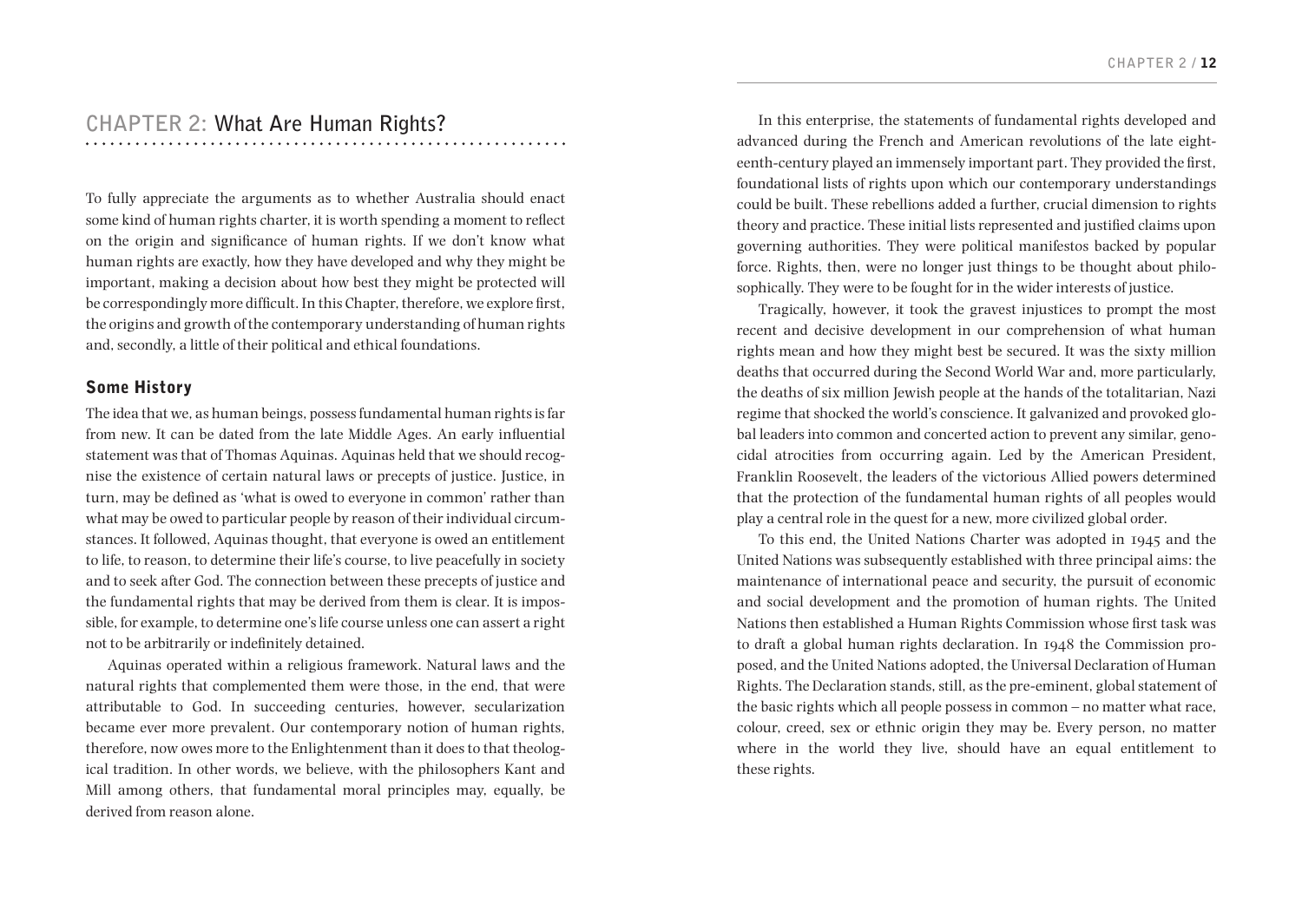# CHAPTER 2: What Are Human Rights?

To fully appreciate the arguments as to whether Australia should enact some kind of human rights charter, it is worth spending a moment to reflect on the origin and significance of human rights. If we don't know what human rights are exactly, how they have developed and why they might be important, making a decision about how best they might be protected will be correspondingly more difficult. In this Chapter, therefore, we explore first, the origins and growth of the contemporary understanding of human rights and, secondly, a little of their political and ethical foundations.

## Some History

The idea that we, as human beings, possess fundamental human rights is far from new. It can be dated from the late Middle Ages. An early influential statement was that of Thomas Aquinas. Aquinas held that we should recognise the existence of certain natural laws or precepts of justice. Justice, in turn, may be defined as 'what is owed to everyone in common' rather than what may be owed to particular people by reason of their individual circumstances. It followed, Aquinas thought, that everyone is owed an entitlement to life, to reason, to determine their life's course, to live peacefully in society and to seek after God. The connection between these precepts of justice and the fundamental rights that may be derived from them is clear. It is impossible, for example, to determine one's life course unless one can assert a right not to be arbitrarily or indefinitely detained.

Aquinas operated within a religious framework. Natural laws and the natural rights that complemented them were those, in the end, that were attributable to God. In succeeding centuries, however, secularization became ever more prevalent. Our contemporary notion of human rights, therefore, now owes more to the Enlightenment than it does to that theological tradition. In other words, we believe, with the philosophers Kant and Mill among others, that fundamental moral principles may, equally, be derived from reason alone.

In this enterprise, the statements of fundamental rights developed and advanced during the French and American revolutions of the late eighteenth-century played an immensely important part. They provided the first, foundational lists of rights upon which our contemporary understandings could be built. These rebellions added a further, crucial dimension to rights theory and practice. These initial lists represented and justified claims upon governing authorities. They were political manifestos backed by popular force. Rights, then, were no longer just things to be thought about philosophically. They were to be fought for in the wider interests of justice.

Tragically, however, it took the gravest injustices to prompt the most recent and decisive development in our comprehension of what human rights mean and how they might best be secured. It was the sixty million deaths that occurred during the Second World War and, more particularly, the deaths of six million Jewish people at the hands of the totalitarian, Nazi regime that shocked the world's conscience. It galvanized and provoked global leaders into common and concerted action to prevent any similar, genocidal atrocities from occurring again. Led by the American President, Franklin Roosevelt, the leaders of the victorious Allied powers determined that the protection of the fundamental human rights of all peoples would play a central role in the quest for a new, more civilized global order.

To this end, the United Nations Charter was adopted in 1945 and the United Nations was subsequently established with three principal aims: the maintenance of international peace and security, the pursuit of economic and social development and the promotion of human rights. The United Nations then established a Human Rights Commission whose first task was to draft a global human rights declaration. In 1948 the Commission proposed, and the United Nations adopted, the Universal Declaration of Human Rights. The Declaration stands, still, as the pre-eminent, global statement of the basic rights which all people possess in common – no matter what race, colour, creed, sex or ethnic origin they may be. Every person, no matter where in the world they live, should have an equal entitlement to these rights.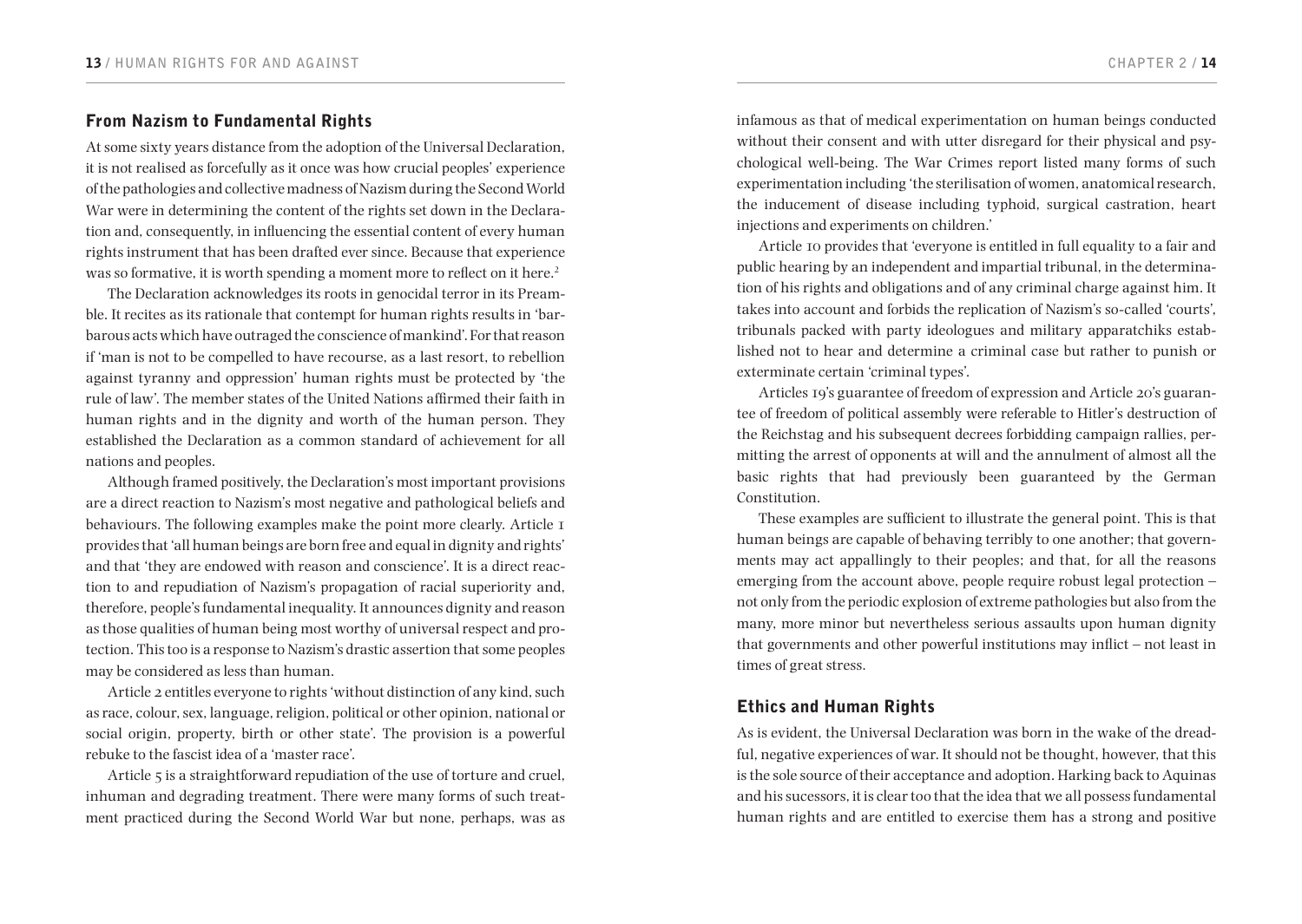## From Nazism to Fundamental Rights

At some sixty years distance from the adoption of the Universal Declaration, it is not realised as forcefully as it once was how crucial peoples' experience of the pathologies and collective madness of Nazism during the Second World War were in determining the content of the rights set down in the Declaration and, consequently, in influencing the essential content of every human rights instrument that has been drafted ever since. Because that experience was so formative, it is worth spending a moment more to reflect on it here.[2]

The Declaration acknowledges its roots in genocidal terror in its Preamble. It recites as its rationale that contempt for human rights results in 'barbarous acts which have outraged the conscience of mankind'. For that reason if 'man is not to be compelled to have recourse, as a last resort, to rebellion against tyranny and oppression' human rights must be protected by 'the rule of law'. The member states of the United Nations affirmed their faith in human rights and in the dignity and worth of the human person. They established the Declaration as a common standard of achievement for all nations and peoples.

Although framed positively, the Declaration's most important provisions are a direct reaction to Nazism's most negative and pathological beliefs and behaviours. The following examples make the point more clearly. Article 1 provides that 'all human beings are born free and equal in dignity and rights' and that 'they are endowed with reason and conscience'. It is a direct reaction to and repudiation of Nazism's propagation of racial superiority and, therefore, people's fundamental inequality. It announces dignity and reason as those qualities of human being most worthy of universal respect and protection. This too is a response to Nazism's drastic assertion that some peoples may be considered as less than human.

Article 2 entitles everyone to rights 'without distinction of any kind, such as race, colour, sex, language, religion, political or other opinion, national or social origin, property, birth or other state'. The provision is a powerful rebuke to the fascist idea of a 'master race'.

Article 5 is a straightforward repudiation of the use of torture and cruel, inhuman and degrading treatment. There were many forms of such treatment practiced during the Second World War but none, perhaps, was as infamous as that of medical experimentation on human beings conducted without their consent and with utter disregard for their physical and psychological well-being. The War Crimes report listed many forms of such experimentation including 'the sterilisation of women, anatomical research, the inducement of disease including typhoid, surgical castration, heart injections and experiments on children.'

Article 10 provides that 'everyone is entitled in full equality to a fair and public hearing by an independent and impartial tribunal, in the determination of his rights and obligations and of any criminal charge against him. It takes into account and forbids the replication of Nazism's so-called 'courts', tribunals packed with party ideologues and military apparatchiks established not to hear and determine a criminal case but rather to punish or exterminate certain 'criminal types'.

Articles 19's guarantee of freedom of expression and Article 20's guarantee of freedom of political assembly were referable to Hitler's destruction of the Reichstag and his subsequent decrees forbidding campaign rallies, permitting the arrest of opponents at will and the annulment of almost all the basic rights that had previously been guaranteed by the German Constitution.

These examples are sufficient to illustrate the general point. This is that human beings are capable of behaving terribly to one another; that governments may act appallingly to their peoples; and that, for all the reasons emerging from the account above, people require robust legal protection – not only from the periodic explosion of extreme pathologies but also from the many, more minor but nevertheless serious assaults upon human dignity that governments and other powerful institutions may inflict – not least in times of great stress.

## Ethics and Human Rights

As is evident, the Universal Declaration was born in the wake of the dreadful, negative experiences of war. It should not be thought, however, that this is the sole source of their acceptance and adoption. Harking back to Aquinas and his sucessors, it is clear too that the idea that we all possess fundamental human rights and are entitled to exercise them has a strong and positive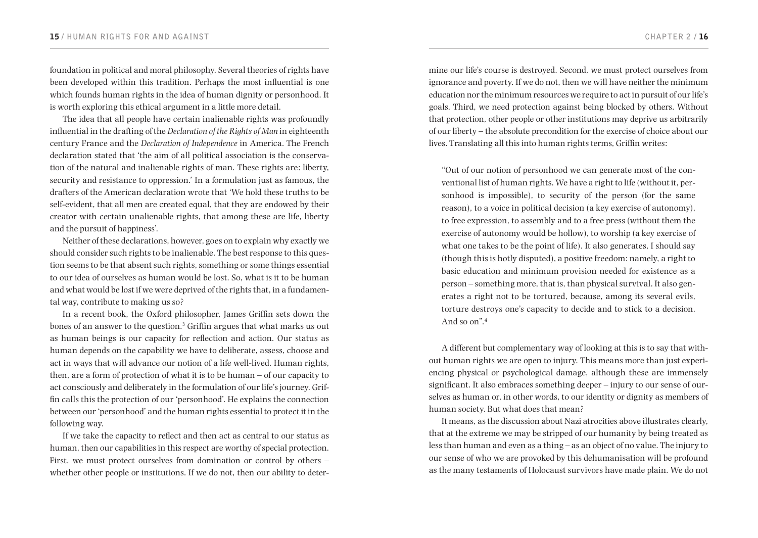foundation in political and moral philosophy. Several theories of rights have been developed within this tradition. Perhaps the most influential is one which founds human rights in the idea of human dignity or personhood. It is worth exploring this ethical argument in a little more detail.

The idea that all people have certain inalienable rights was profoundly influential in the drafting of the *Declaration of the Rights of Man* in eighteenth century France and the *Declaration of Independence* in America. The French declaration stated that 'the aim of all political association is the conservation of the natural and inalienable rights of man. These rights are: liberty, security and resistance to oppression.' In a formulation just as famous, the drafters of the American declaration wrote that 'We hold these truths to be self-evident, that all men are created equal, that they are endowed by their creator with certain unalienable rights, that among these are life, liberty and the pursuit of happiness'.

Neither of these declarations, however, goes on to explain why exactly we should consider such rights to be inalienable. The best response to this question seems to be that absent such rights, something or some things essential to our idea of ourselves as human would be lost. So, what is it to be human and what would be lost if we were deprived of the rights that, in a fundamental way, contribute to making us so?

In a recent book, the Oxford philosopher, James Griffin sets down the bones of an answer to the question.[3] Griffin argues that what marks us out as human beings is our capacity for reflection and action. Our status as human depends on the capability we have to deliberate, assess, choose and act in ways that will advance our notion of a life well-lived. Human rights, then, are a form of protection of what it is to be human – of our capacity to act consciously and deliberately in the formulation of our life's journey. Griffin calls this the protection of our 'personhood'. He explains the connection between our 'personhood' and the human rights essential to protect it in the following way.

If we take the capacity to reflect and then act as central to our status as human, then our capabilities in this respect are worthy of special protection. First, we must protect ourselves from domination or control by others – whether other people or institutions. If we do not, then our ability to determine our life's course is destroyed. Second, we must protect ourselves from ignorance and poverty. If we do not, then we will have neither the minimum education nor the minimum resources we require to act in pursuit of our life's goals. Third, we need protection against being blocked by others. Without that protection, other people or other institutions may deprive us arbitrarily of our liberty – the absolute precondition for the exercise of choice about our lives. Translating all this into human rights terms, Griffin writes:

> "Out of our notion of personhood we can generate most of the conventional list of human rights. We have a right to life (without it, personhood is impossible), to security of the person (for the same reason), to a voice in political decision (a key exercise of autonomy), to free expression, to assembly and to a free press (without them the exercise of autonomy would be hollow), to worship (a key exercise of what one takes to be the point of life). It also generates, I should say (though this is hotly disputed), a positive freedom: namely, a right to basic education and minimum provision needed for existence as a person – something more, that is, than physical survival. It also generates a right not to be tortured, because, among its several evils, torture destroys one's capacity to decide and to stick to a decision. And so on".[4]

A different but complementary way of looking at this is to say that without human rights we are open to injury. This means more than just experiencing physical or psychological damage, although these are immensely significant. It also embraces something deeper – injury to our sense of ourselves as human or, in other words, to our identity or dignity as members of human society. But what does that mean?

It means, as the discussion about Nazi atrocities above illustrates clearly, that at the extreme we may be stripped of our humanity by being treated as less than human and even as a thing – as an object of no value. The injury to our sense of who we are provoked by this dehumanisation will be profound as the many testaments of Holocaust survivors have made plain. We do not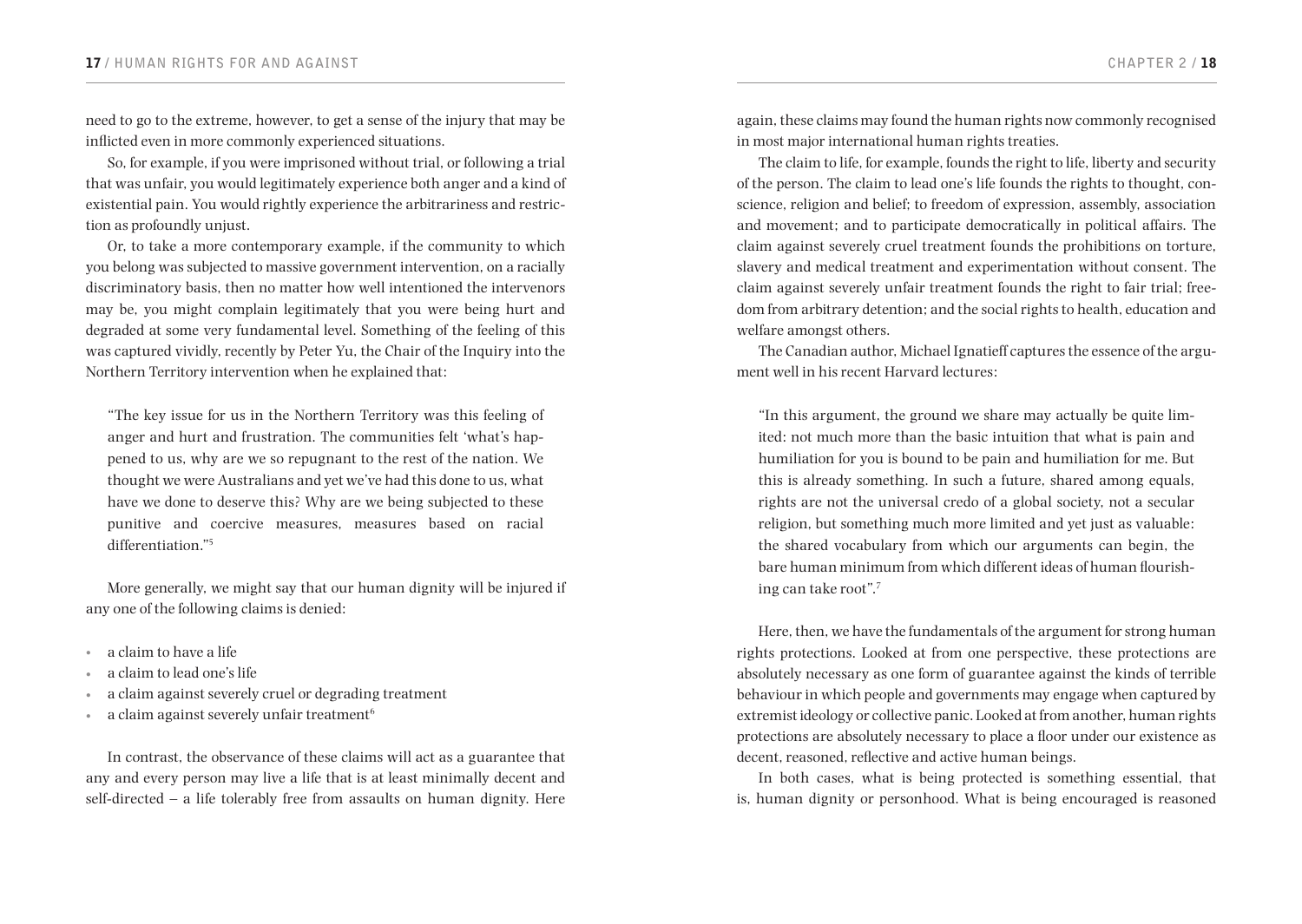need to go to the extreme, however, to get a sense of the injury that may be inflicted even in more commonly experienced situations.

So, for example, if you were imprisoned without trial, or following a trial that was unfair, you would legitimately experience both anger and a kind of existential pain. You would rightly experience the arbitrariness and restriction as profoundly unjust.

Or, to take a more contemporary example, if the community to which you belong was subjected to massive government intervention, on a racially discriminatory basis, then no matter how well intentioned the intervenors may be, you might complain legitimately that you were being hurt and degraded at some very fundamental level. Something of the feeling of this was captured vividly, recently by Peter Yu, the Chair of the Inquiry into the Northern Territory intervention when he explained that:

> "The key issue for us in the Northern Territory was this feeling of anger and hurt and frustration. The communities felt 'what's happened to us, why are we so repugnant to the rest of the nation. We thought we were Australians and yet we've had this done to us, what have we done to deserve this? Why are we being subjected to these punitive and coercive measures, measures based on racial differentiation."[5]

More generally, we might say that our human dignity will be injured if any one of the following claims is denied:

- a claim to have a life
- a claim to lead one's life
- a claim against severely cruel or degrading treatment
- a claim against severely unfair treatment[6]

In contrast, the observance of these claims will act as a guarantee that any and every person may live a life that is at least minimally decent and self-directed – a life tolerably free from assaults on human dignity. Here again, these claims may found the human rights now commonly recognised in most major international human rights treaties.

The claim to life, for example, founds the right to life, liberty and security of the person. The claim to lead one's life founds the rights to thought, conscience, religion and belief; to freedom of expression, assembly, association and movement; and to participate democratically in political affairs. The claim against severely cruel treatment founds the prohibitions on torture, slavery and medical treatment and experimentation without consent. The claim against severely unfair treatment founds the right to fair trial; freedom from arbitrary detention; and the social rights to health, education and welfare amongst others.

The Canadian author, Michael Ignatieff captures the essence of the argument well in his recent Harvard lectures:

> "In this argument, the ground we share may actually be quite limited: not much more than the basic intuition that what is pain and humiliation for you is bound to be pain and humiliation for me. But this is already something. In such a future, shared among equals, rights are not the universal credo of a global society, not a secular religion, but something much more limited and yet just as valuable: the shared vocabulary from which our arguments can begin, the bare human minimum from which different ideas of human flourishing can take root".[7]

Here, then, we have the fundamentals of the argument for strong human rights protections. Looked at from one perspective, these protections are absolutely necessary as one form of guarantee against the kinds of terrible behaviour in which people and governments may engage when captured by extremist ideology or collective panic. Looked at from another, human rights protections are absolutely necessary to place a floor under our existence as decent, reasoned, reflective and active human beings.

In both cases, what is being protected is something essential, that is, human dignity or personhood. What is being encouraged is reasoned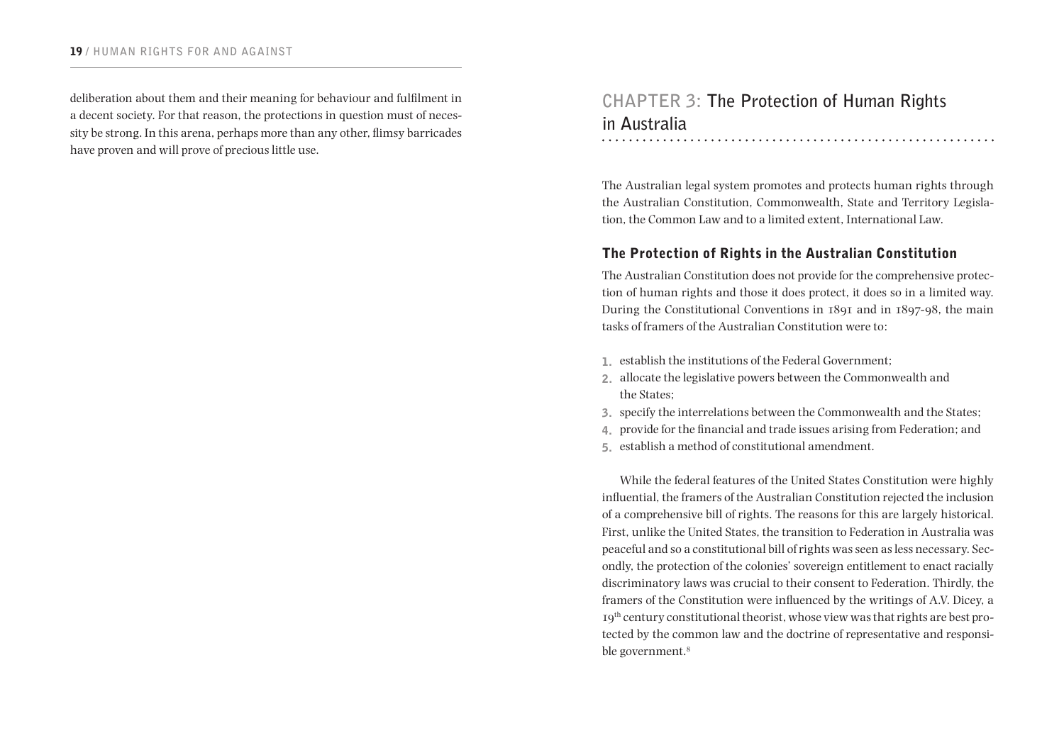deliberation about them and their meaning for behaviour and fulfilment in a decent society. For that reason, the protections in question must of necessity be strong. In this arena, perhaps more than any other, flimsy barricades have proven and will prove of precious little use.

# CHAPTER 3: The Protection of Human Rights in Australia

The Australian legal system promotes and protects human rights through the Australian Constitution, Commonwealth, State and Territory Legislation, the Common Law and to a limited extent, International Law.

## The Protection of Rights in the Australian Constitution

The Australian Constitution does not provide for the comprehensive protection of human rights and those it does protect, it does so in a limited way. During the Constitutional Conventions in 1891 and in 1897-98, the main tasks of framers of the Australian Constitution were to:

1. establish the institutions of the Federal Government;
2. allocate the legislative powers between the Commonwealth and the States;
3. specify the interrelations between the Commonwealth and the States;
4. provide for the financial and trade issues arising from Federation; and
5. establish a method of constitutional amendment.

While the federal features of the United States Constitution were highly influential, the framers of the Australian Constitution rejected the inclusion of a comprehensive bill of rights. The reasons for this are largely historical. First, unlike the United States, the transition to Federation in Australia was peaceful and so a constitutional bill of rights was seen as less necessary. Secondly, the protection of the colonies' sovereign entitlement to enact racially discriminatory laws was crucial to their consent to Federation. Thirdly, the framers of the Constitution were influenced by the writings of A.V. Dicey, a 19th century constitutional theorist, whose view was that rights are best protected by the common law and the doctrine of representative and responsible government.[8]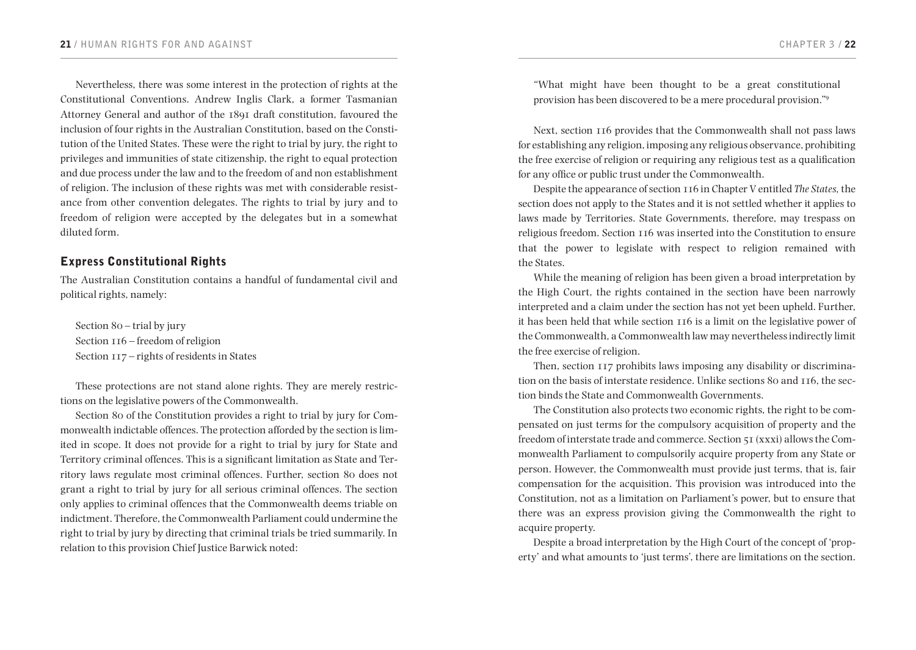Nevertheless, there was some interest in the protection of rights at the Constitutional Conventions. Andrew Inglis Clark, a former Tasmanian Attorney General and author of the 1891 draft constitution, favoured the inclusion of four rights in the Australian Constitution, based on the Constitution of the United States. These were the right to trial by jury, the right to privileges and immunities of state citizenship, the right to equal protection and due process under the law and to the freedom of and non establishment of religion. The inclusion of these rights was met with considerable resistance from other convention delegates. The rights to trial by jury and to freedom of religion were accepted by the delegates but in a somewhat diluted form.

## Express Constitutional Rights

The Australian Constitution contains a handful of fundamental civil and political rights, namely:

Section 80 – trial by jury
Section 116 – freedom of religion
Section 117 – rights of residents in States

These protections are not stand alone rights. They are merely restrictions on the legislative powers of the Commonwealth.

Section 80 of the Constitution provides a right to trial by jury for Commonwealth indictable offences. The protection afforded by the section is limited in scope. It does not provide for a right to trial by jury for State and Territory criminal offences. This is a significant limitation as State and Territory laws regulate most criminal offences. Further, section 80 does not grant a right to trial by jury for all serious criminal offences. The section only applies to criminal offences that the Commonwealth deems triable on indictment. Therefore, the Commonwealth Parliament could undermine the right to trial by jury by directing that criminal trials be tried summarily. In relation to this provision Chief Justice Barwick noted:

> "What might have been thought to be a great constitutional provision has been discovered to be a mere procedural provision."[9]

Next, section 116 provides that the Commonwealth shall not pass laws for establishing any religion, imposing any religious observance, prohibiting the free exercise of religion or requiring any religious test as a qualification for any office or public trust under the Commonwealth.

Despite the appearance of section 116 in Chapter V entitled *The States,* the section does not apply to the States and it is not settled whether it applies to laws made by Territories. State Governments, therefore, may trespass on religious freedom. Section 116 was inserted into the Constitution to ensure that the power to legislate with respect to religion remained with the States.

While the meaning of religion has been given a broad interpretation by the High Court, the rights contained in the section have been narrowly interpreted and a claim under the section has not yet been upheld. Further, it has been held that while section 116 is a limit on the legislative power of the Commonwealth, a Commonwealth law may nevertheless indirectly limit the free exercise of religion.

Then, section 117 prohibits laws imposing any disability or discrimination on the basis of interstate residence. Unlike sections 80 and 116, the section binds the State and Commonwealth Governments.

The Constitution also protects two economic rights, the right to be compensated on just terms for the compulsory acquisition of property and the freedom of interstate trade and commerce. Section 51 (xxxi) allows the Commonwealth Parliament to compulsorily acquire property from any State or person. However, the Commonwealth must provide just terms, that is, fair compensation for the acquisition. This provision was introduced into the Constitution, not as a limitation on Parliament's power, but to ensure that there was an express provision giving the Commonwealth the right to acquire property.

Despite a broad interpretation by the High Court of the concept of 'property' and what amounts to 'just terms', there are limitations on the section.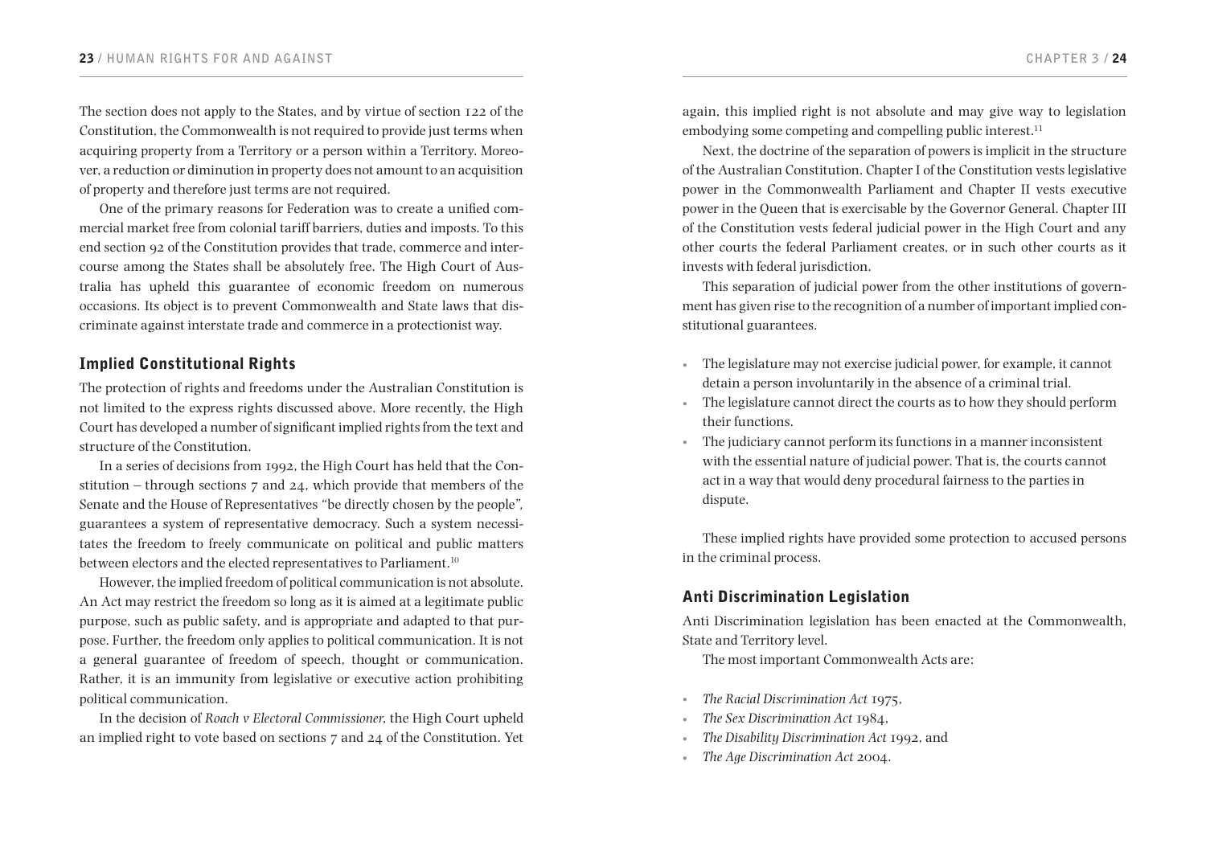The section does not apply to the States, and by virtue of section 122 of the Constitution, the Commonwealth is not required to provide just terms when acquiring property from a Territory or a person within a Territory. Moreover, a reduction or diminution in property does not amount to an acquisition of property and therefore just terms are not required.

One of the primary reasons for Federation was to create a unified commercial market free from colonial tariff barriers, duties and imposts. To this end section 92 of the Constitution provides that trade, commerce and intercourse among the States shall be absolutely free. The High Court of Australia has upheld this guarantee of economic freedom on numerous occasions. Its object is to prevent Commonwealth and State laws that discriminate against interstate trade and commerce in a protectionist way.

## Implied Constitutional Rights

The protection of rights and freedoms under the Australian Constitution is not limited to the express rights discussed above. More recently, the High Court has developed a number of significant implied rights from the text and structure of the Constitution.

In a series of decisions from 1992, the High Court has held that the Constitution – through sections 7 and 24, which provide that members of the Senate and the House of Representatives "be directly chosen by the people", guarantees a system of representative democracy. Such a system necessitates the freedom to freely communicate on political and public matters between electors and the elected representatives to Parliament.[10]

However, the implied freedom of political communication is not absolute. An Act may restrict the freedom so long as it is aimed at a legitimate public purpose, such as public safety, and is appropriate and adapted to that purpose. Further, the freedom only applies to political communication. It is not a general guarantee of freedom of speech, thought or communication. Rather, it is an immunity from legislative or executive action prohibiting political communication.

In the decision of *Roach v Electoral Commissioner*, the High Court upheld an implied right to vote based on sections 7 and 24 of the Constitution. Yet again, this implied right is not absolute and may give way to legislation embodying some competing and compelling public interest.[11]

Next, the doctrine of the separation of powers is implicit in the structure of the Australian Constitution. Chapter I of the Constitution vests legislative power in the Commonwealth Parliament and Chapter II vests executive power in the Queen that is exercisable by the Governor General. Chapter III of the Constitution vests federal judicial power in the High Court and any other courts the federal Parliament creates, or in such other courts as it invests with federal jurisdiction.

This separation of judicial power from the other institutions of government has given rise to the recognition of a number of important implied constitutional guarantees.

- The legislature may not exercise judicial power, for example, it cannot detain a person involuntarily in the absence of a criminal trial.
- The legislature cannot direct the courts as to how they should perform their functions.
- The judiciary cannot perform its functions in a manner inconsistent with the essential nature of judicial power. That is, the courts cannot act in a way that would deny procedural fairness to the parties in dispute.

These implied rights have provided some protection to accused persons in the criminal process.

## Anti Discrimination Legislation

Anti Discrimination legislation has been enacted at the Commonwealth, State and Territory level.

The most important Commonwealth Acts are:

- *The Racial Discrimination Act* 1975,
- *The Sex Discrimination Act* 1984,
- *The Disability Discrimination Act* 1992, and
- *The Age Discrimination Act* 2004.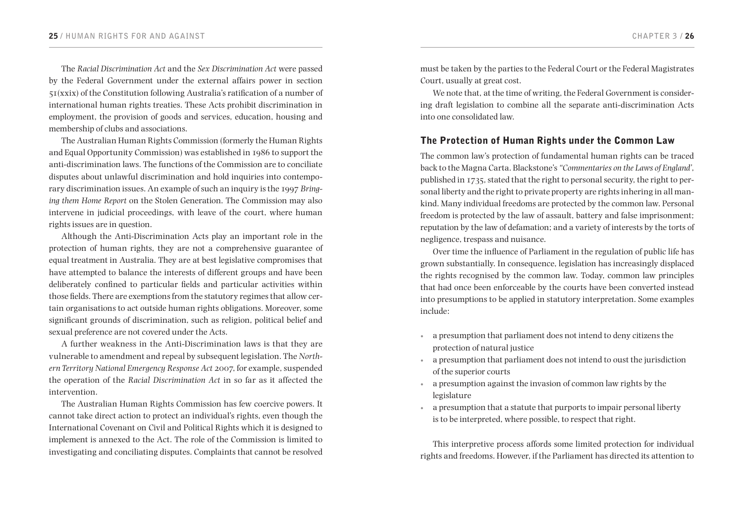The *Racial Discrimination Act* and the *Sex Discrimination Act* were passed by the Federal Government under the external affairs power in section 51(xxix) of the Constitution following Australia's ratification of a number of international human rights treaties. These Acts prohibit discrimination in employment, the provision of goods and services, education, housing and membership of clubs and associations.

The Australian Human Rights Commission (formerly the Human Rights and Equal Opportunity Commission) was established in 1986 to support the anti-discrimination laws. The functions of the Commission are to conciliate disputes about unlawful discrimination and hold inquiries into contemporary discrimination issues. An example of such an inquiry is the 1997 *Bringing them Home Report* on the Stolen Generation. The Commission may also intervene in judicial proceedings, with leave of the court, where human rights issues are in question.

Although the Anti-Discrimination Acts play an important role in the protection of human rights, they are not a comprehensive guarantee of equal treatment in Australia. They are at best legislative compromises that have attempted to balance the interests of different groups and have been deliberately confined to particular fields and particular activities within those fields. There are exemptions from the statutory regimes that allow certain organisations to act outside human rights obligations. Moreover, some significant grounds of discrimination, such as religion, political belief and sexual preference are not covered under the Acts.

A further weakness in the Anti-Discrimination laws is that they are vulnerable to amendment and repeal by subsequent legislation. The *Northern Territory National Emergency Response Act* 2007, for example, suspended the operation of the *Racial Discrimination Act* in so far as it affected the intervention.

The Australian Human Rights Commission has few coercive powers. It cannot take direct action to protect an individual's rights, even though the International Covenant on Civil and Political Rights which it is designed to implement is annexed to the Act. The role of the Commission is limited to investigating and conciliating disputes. Complaints that cannot be resolved must be taken by the parties to the Federal Court or the Federal Magistrates Court, usually at great cost.

We note that, at the time of writing, the Federal Government is considering draft legislation to combine all the separate anti-discrimination Acts into one consolidated law.

## The Protection of Human Rights under the Common Law

The common law's protection of fundamental human rights can be traced back to the Magna Carta. Blackstone's *"Commentaries on the Laws of England"*, published in 1735, stated that the right to personal security, the right to personal liberty and the right to private property are rights inhering in all mankind. Many individual freedoms are protected by the common law. Personal freedom is protected by the law of assault, battery and false imprisonment; reputation by the law of defamation; and a variety of interests by the torts of negligence, trespass and nuisance.

Over time the influence of Parliament in the regulation of public life has grown substantially. In consequence, legislation has increasingly displaced the rights recognised by the common law. Today, common law principles that had once been enforceable by the courts have been converted instead into presumptions to be applied in statutory interpretation. Some examples include:

- a presumption that parliament does not intend to deny citizens the protection of natural justice
- a presumption that parliament does not intend to oust the jurisdiction of the superior courts
- a presumption against the invasion of common law rights by the legislature
- a presumption that a statute that purports to impair personal liberty is to be interpreted, where possible, to respect that right.

This interpretive process affords some limited protection for individual rights and freedoms. However, if the Parliament has directed its attention to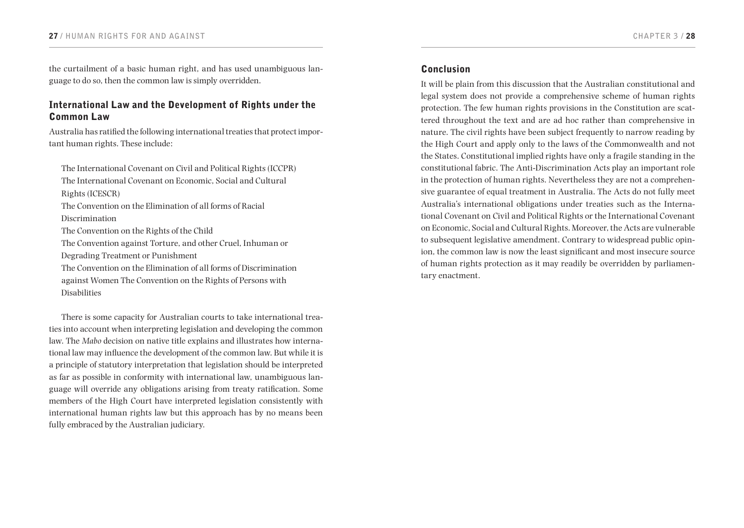the curtailment of a basic human right, and has used unambiguous language to do so, then the common law is simply overridden.

### International Law and the Development of Rights under the Common Law

Australia has ratified the following international treaties that protect important human rights. These include:

The International Covenant on Civil and Political Rights (ICCPR)
The International Covenant on Economic, Social and Cultural Rights (ICESCR)
The Convention on the Elimination of all forms of Racial Discrimination
The Convention on the Rights of the Child
The Convention against Torture, and other Cruel, Inhuman or Degrading Treatment or Punishment
The Convention on the Elimination of all forms of Discrimination against Women The Convention on the Rights of Persons with Disabilities

There is some capacity for Australian courts to take international treaties into account when interpreting legislation and developing the common law. The *Mabo* decision on native title explains and illustrates how international law may influence the development of the common law. But while it is a principle of statutory interpretation that legislation should be interpreted as far as possible in conformity with international law, unambiguous language will override any obligations arising from treaty ratification. Some members of the High Court have interpreted legislation consistently with international human rights law but this approach has by no means been fully embraced by the Australian judiciary.

### Conclusion

It will be plain from this discussion that the Australian constitutional and legal system does not provide a comprehensive scheme of human rights protection. The few human rights provisions in the Constitution are scattered throughout the text and are ad hoc rather than comprehensive in nature. The civil rights have been subject frequently to narrow reading by the High Court and apply only to the laws of the Commonwealth and not the States. Constitutional implied rights have only a fragile standing in the constitutional fabric. The Anti-Discrimination Acts play an important role in the protection of human rights. Nevertheless they are not a comprehensive guarantee of equal treatment in Australia. The Acts do not fully meet Australia's international obligations under treaties such as the International Covenant on Civil and Political Rights or the International Covenant on Economic, Social and Cultural Rights. Moreover, the Acts are vulnerable to subsequent legislative amendment. Contrary to widespread public opinion, the common law is now the least significant and most insecure source of human rights protection as it may readily be overridden by parliamentary enactment.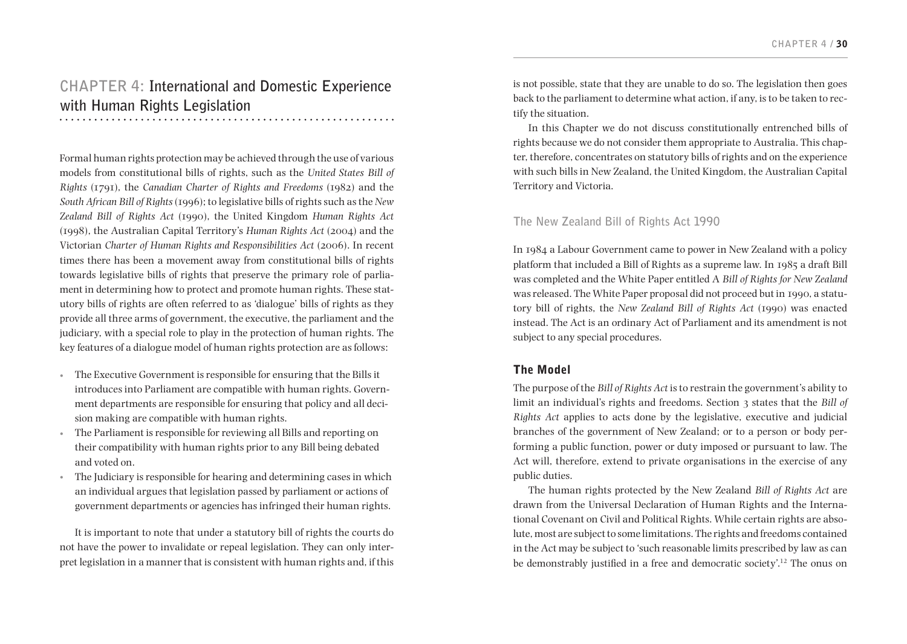# CHAPTER 4: International and Domestic Experience with Human Rights Legislation

Formal human rights protection may be achieved through the use of various models from constitutional bills of rights, such as the *United States Bill of Rights* (1791), the *Canadian Charter of Rights and Freedoms* (1982) and the *South African Bill of Rights* (1996); to legislative bills of rights such as the *New Zealand Bill of Rights Act* (1990), the United Kingdom *Human Rights Act* (1998), the Australian Capital Territory's *Human Rights Act* (2004) and the Victorian *Charter of Human Rights and Responsibilities Act* (2006). In recent times there has been a movement away from constitutional bills of rights towards legislative bills of rights that preserve the primary role of parliament in determining how to protect and promote human rights. These statutory bills of rights are often referred to as 'dialogue' bills of rights as they provide all three arms of government, the executive, the parliament and the judiciary, with a special role to play in the protection of human rights. The key features of a dialogue model of human rights protection are as follows:

- The Executive Government is responsible for ensuring that the Bills it introduces into Parliament are compatible with human rights. Government departments are responsible for ensuring that policy and all decision making are compatible with human rights.
- The Parliament is responsible for reviewing all Bills and reporting on their compatibility with human rights prior to any Bill being debated and voted on.
- The Judiciary is responsible for hearing and determining cases in which an individual argues that legislation passed by parliament or actions of government departments or agencies has infringed their human rights.

It is important to note that under a statutory bill of rights the courts do not have the power to invalidate or repeal legislation. They can only interpret legislation in a manner that is consistent with human rights and, if this is not possible, state that they are unable to do so. The legislation then goes back to the parliament to determine what action, if any, is to be taken to rectify the situation.

In this Chapter we do not discuss constitutionally entrenched bills of rights because we do not consider them appropriate to Australia. This chapter, therefore, concentrates on statutory bills of rights and on the experience with such bills in New Zealand, the United Kingdom, the Australian Capital Territory and Victoria.

## The New Zealand Bill of Rights Act 1990

In 1984 a Labour Government came to power in New Zealand with a policy platform that included a Bill of Rights as a supreme law. In 1985 a draft Bill was completed and the White Paper entitled A *Bill of Rights for New Zealand* was released. The White Paper proposal did not proceed but in 1990, a statutory bill of rights, the *New Zealand Bill of Rights Act* (1990) was enacted instead. The Act is an ordinary Act of Parliament and its amendment is not subject to any special procedures.

### The Model

The purpose of the *Bill of Rights Act* is to restrain the government's ability to limit an individual's rights and freedoms. Section 3 states that the *Bill of Rights Act* applies to acts done by the legislative, executive and judicial branches of the government of New Zealand; or to a person or body performing a public function, power or duty imposed or pursuant to law. The Act will, therefore, extend to private organisations in the exercise of any public duties.

The human rights protected by the New Zealand *Bill of Rights Act* are drawn from the Universal Declaration of Human Rights and the International Covenant on Civil and Political Rights. While certain rights are absolute, most are subject to some limitations. The rights and freedoms contained in the Act may be subject to 'such reasonable limits prescribed by law as can be demonstrably justified in a free and democratic society'.[12] The onus on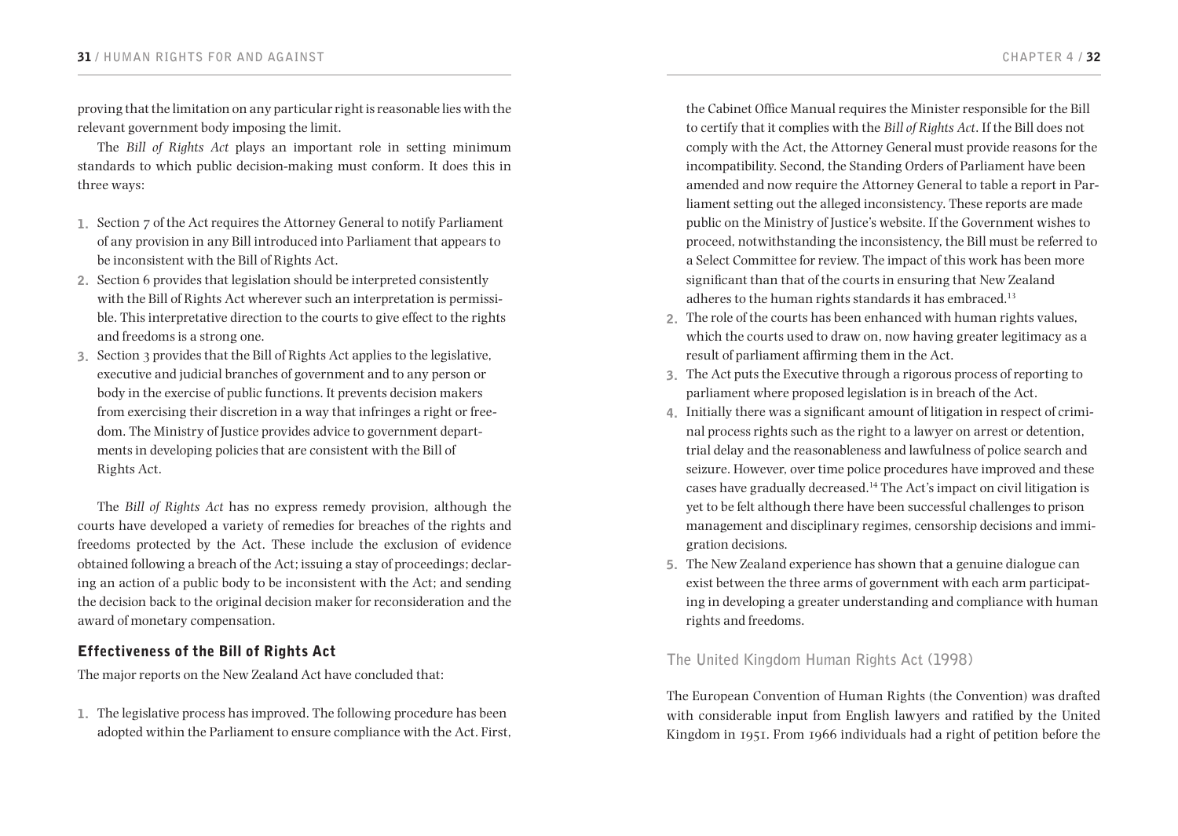proving that the limitation on any particular right is reasonable lies with the relevant government body imposing the limit.

The *Bill of Rights Act* plays an important role in setting minimum standards to which public decision-making must conform. It does this in three ways:

1. Section 7 of the Act requires the Attorney General to notify Parliament of any provision in any Bill introduced into Parliament that appears to be inconsistent with the Bill of Rights Act.
2. Section 6 provides that legislation should be interpreted consistently with the Bill of Rights Act wherever such an interpretation is permissible. This interpretative direction to the courts to give effect to the rights and freedoms is a strong one.
3. Section 3 provides that the Bill of Rights Act applies to the legislative, executive and judicial branches of government and to any person or body in the exercise of public functions. It prevents decision makers from exercising their discretion in a way that infringes a right or freedom. The Ministry of Justice provides advice to government departments in developing policies that are consistent with the Bill of Rights Act.

The *Bill of Rights Act* has no express remedy provision, although the courts have developed a variety of remedies for breaches of the rights and freedoms protected by the Act. These include the exclusion of evidence obtained following a breach of the Act; issuing a stay of proceedings; declaring an action of a public body to be inconsistent with the Act; and sending the decision back to the original decision maker for reconsideration and the award of monetary compensation.

## Effectiveness of the Bill of Rights Act

The major reports on the New Zealand Act have concluded that:

1. The legislative process has improved. The following procedure has been adopted within the Parliament to ensure compliance with the Act. First, the Cabinet Office Manual requires the Minister responsible for the Bill to certify that it complies with the *Bill of Rights Act*. If the Bill does not comply with the Act, the Attorney General must provide reasons for the incompatibility. Second, the Standing Orders of Parliament have been amended and now require the Attorney General to table a report in Parliament setting out the alleged inconsistency. These reports are made public on the Ministry of Justice's website. If the Government wishes to proceed, notwithstanding the inconsistency, the Bill must be referred to a Select Committee for review. The impact of this work has been more significant than that of the courts in ensuring that New Zealand adheres to the human rights standards it has embraced.[13]
2. The role of the courts has been enhanced with human rights values, which the courts used to draw on, now having greater legitimacy as a result of parliament affirming them in the Act.
3. The Act puts the Executive through a rigorous process of reporting to parliament where proposed legislation is in breach of the Act.
4. Initially there was a significant amount of litigation in respect of criminal process rights such as the right to a lawyer on arrest or detention, trial delay and the reasonableness and lawfulness of police search and seizure. However, over time police procedures have improved and these cases have gradually decreased.[14] The Act's impact on civil litigation is yet to be felt although there have been successful challenges to prison management and disciplinary regimes, censorship decisions and immigration decisions.
5. The New Zealand experience has shown that a genuine dialogue can exist between the three arms of government with each arm participating in developing a greater understanding and compliance with human rights and freedoms.

### The United Kingdom Human Rights Act (1998)

The European Convention of Human Rights (the Convention) was drafted with considerable input from English lawyers and ratified by the United Kingdom in 1951. From 1966 individuals had a right of petition before the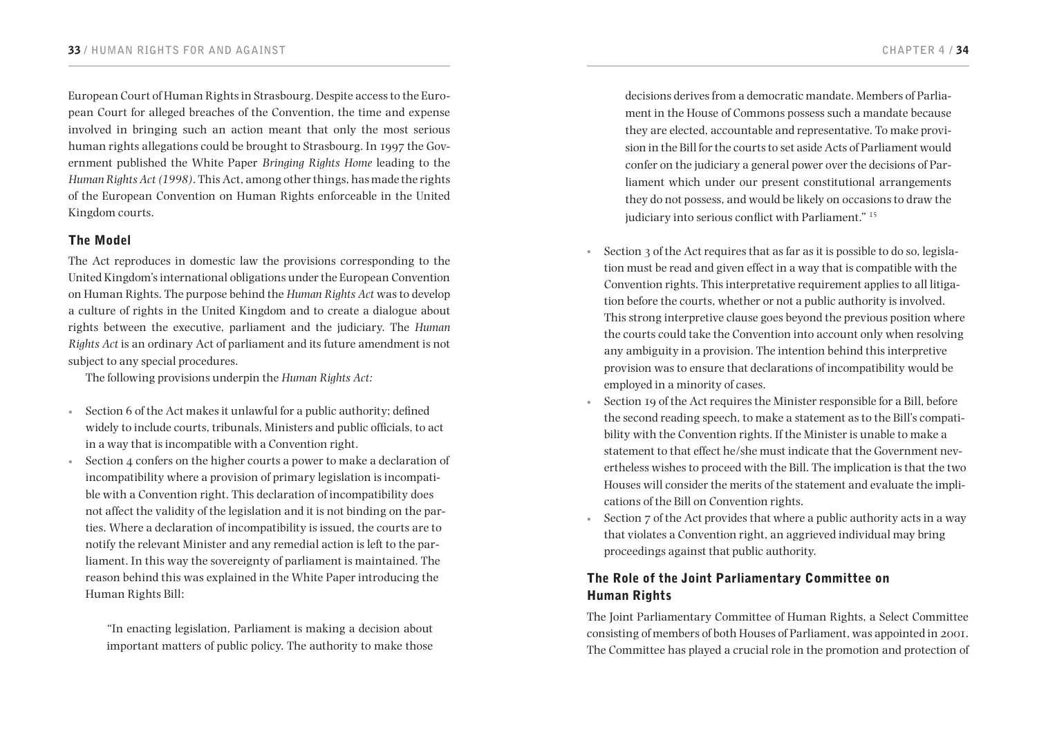European Court of Human Rights in Strasbourg. Despite access to the European Court for alleged breaches of the Convention, the time and expense involved in bringing such an action meant that only the most serious human rights allegations could be brought to Strasbourg. In 1997 the Government published the White Paper *Bringing Rights Home* leading to the *Human Rights Act (1998)*. This Act, among other things, has made the rights of the European Convention on Human Rights enforceable in the United Kingdom courts.

## The Model

The Act reproduces in domestic law the provisions corresponding to the United Kingdom's international obligations under the European Convention on Human Rights. The purpose behind the *Human Rights Act* was to develop a culture of rights in the United Kingdom and to create a dialogue about rights between the executive, parliament and the judiciary. The *Human Rights Act* is an ordinary Act of parliament and its future amendment is not subject to any special procedures.

The following provisions underpin the *Human Rights Act:*

- Section 6 of the Act makes it unlawful for a public authority; defined widely to include courts, tribunals, Ministers and public officials, to act in a way that is incompatible with a Convention right.
- Section 4 confers on the higher courts a power to make a declaration of incompatibility where a provision of primary legislation is incompatible with a Convention right. This declaration of incompatibility does not affect the validity of the legislation and it is not binding on the parties. Where a declaration of incompatibility is issued, the courts are to notify the relevant Minister and any remedial action is left to the parliament. In this way the sovereignty of parliament is maintained. The reason behind this was explained in the White Paper introducing the Human Rights Bill:

  > "In enacting legislation, Parliament is making a decision about important matters of public policy. The authority to make those decisions derives from a democratic mandate. Members of Parliament in the House of Commons possess such a mandate because they are elected, accountable and representative. To make provision in the Bill for the courts to set aside Acts of Parliament would confer on the judiciary a general power over the decisions of Parliament which under our present constitutional arrangements they do not possess, and would be likely on occasions to draw the judiciary into serious conflict with Parliament." [15]

- Section 3 of the Act requires that as far as it is possible to do so, legislation must be read and given effect in a way that is compatible with the Convention rights. This interpretative requirement applies to all litigation before the courts, whether or not a public authority is involved. This strong interpretive clause goes beyond the previous position where the courts could take the Convention into account only when resolving any ambiguity in a provision. The intention behind this interpretive provision was to ensure that declarations of incompatibility would be employed in a minority of cases.
- Section 19 of the Act requires the Minister responsible for a Bill, before the second reading speech, to make a statement as to the Bill's compatibility with the Convention rights. If the Minister is unable to make a statement to that effect he/she must indicate that the Government nevertheless wishes to proceed with the Bill. The implication is that the two Houses will consider the merits of the statement and evaluate the implications of the Bill on Convention rights.
- Section 7 of the Act provides that where a public authority acts in a way that violates a Convention right, an aggrieved individual may bring proceedings against that public authority.

## The Role of the Joint Parliamentary Committee on Human Rights

The Joint Parliamentary Committee of Human Rights, a Select Committee consisting of members of both Houses of Parliament, was appointed in 2001. The Committee has played a crucial role in the promotion and protection of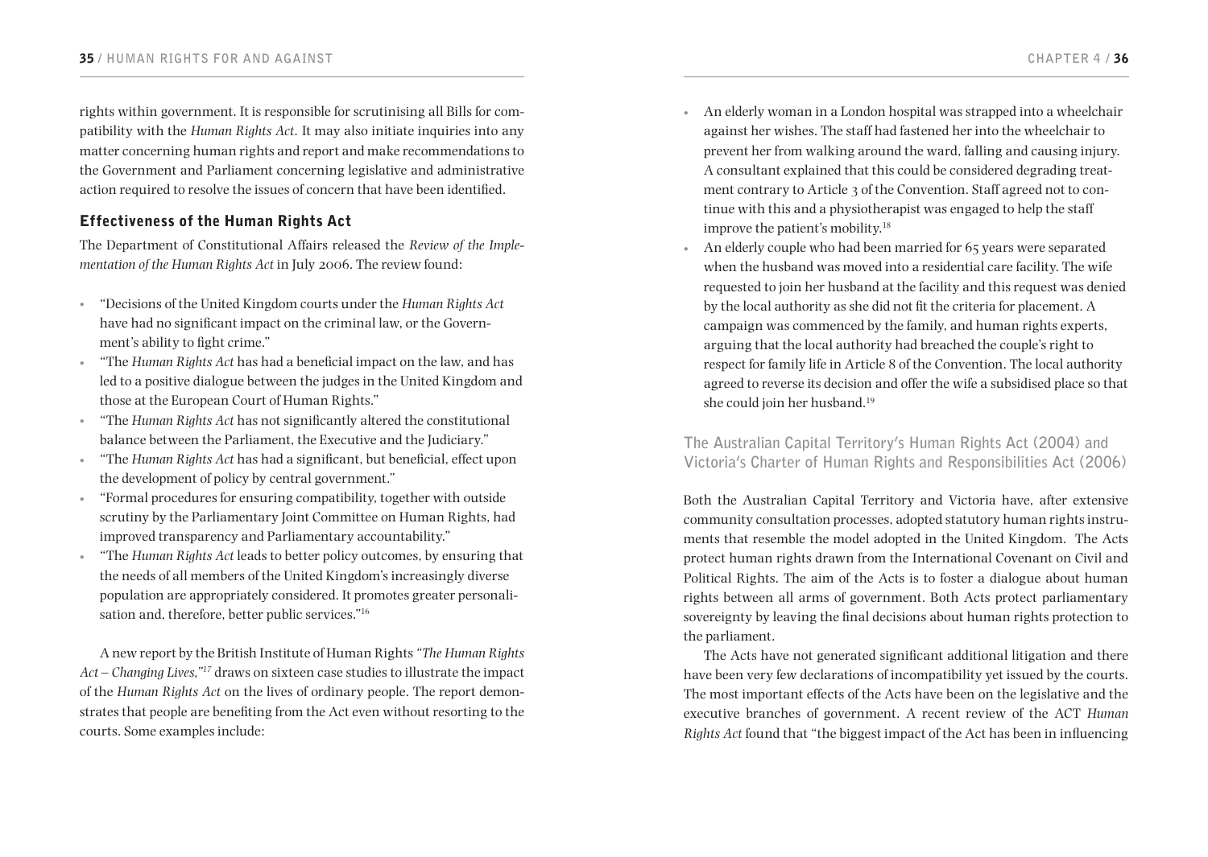rights within government. It is responsible for scrutinising all Bills for compatibility with the *Human Rights Act*. It may also initiate inquiries into any matter concerning human rights and report and make recommendations to the Government and Parliament concerning legislative and administrative action required to resolve the issues of concern that have been identified.

## Effectiveness of the Human Rights Act

The Department of Constitutional Affairs released the *Review of the Implementation of the Human Rights Act* in July 2006. The review found:

- "Decisions of the United Kingdom courts under the *Human Rights Act* have had no significant impact on the criminal law, or the Government's ability to fight crime."
- "The *Human Rights Act* has had a beneficial impact on the law, and has led to a positive dialogue between the judges in the United Kingdom and those at the European Court of Human Rights."
- "The *Human Rights Act* has not significantly altered the constitutional balance between the Parliament, the Executive and the Judiciary."
- "The *Human Rights Act* has had a significant, but beneficial, effect upon the development of policy by central government."
- "Formal procedures for ensuring compatibility, together with outside scrutiny by the Parliamentary Joint Committee on Human Rights, had improved transparency and Parliamentary accountability."
- "The *Human Rights Act* leads to better policy outcomes, by ensuring that the needs of all members of the United Kingdom's increasingly diverse population are appropriately considered. It promotes greater personalisation and, therefore, better public services."[16]

A new report by the British Institute of Human Rights *"The Human Rights Act – Changing Lives,"*[17] draws on sixteen case studies to illustrate the impact of the *Human Rights Act* on the lives of ordinary people. The report demonstrates that people are benefiting from the Act even without resorting to the courts. Some examples include:

- An elderly woman in a London hospital was strapped into a wheelchair against her wishes. The staff had fastened her into the wheelchair to prevent her from walking around the ward, falling and causing injury. A consultant explained that this could be considered degrading treatment contrary to Article 3 of the Convention. Staff agreed not to continue with this and a physiotherapist was engaged to help the staff improve the patient's mobility.[18]
- An elderly couple who had been married for 65 years were separated when the husband was moved into a residential care facility. The wife requested to join her husband at the facility and this request was denied by the local authority as she did not fit the criteria for placement. A campaign was commenced by the family, and human rights experts, arguing that the local authority had breached the couple's right to respect for family life in Article 8 of the Convention. The local authority agreed to reverse its decision and offer the wife a subsidised place so that she could join her husband.[19]

### The Australian Capital Territory's Human Rights Act (2004) and Victoria's Charter of Human Rights and Responsibilities Act (2006)

Both the Australian Capital Territory and Victoria have, after extensive community consultation processes, adopted statutory human rights instruments that resemble the model adopted in the United Kingdom. The Acts protect human rights drawn from the International Covenant on Civil and Political Rights. The aim of the Acts is to foster a dialogue about human rights between all arms of government. Both Acts protect parliamentary sovereignty by leaving the final decisions about human rights protection to the parliament.

The Acts have not generated significant additional litigation and there have been very few declarations of incompatibility yet issued by the courts. The most important effects of the Acts have been on the legislative and the executive branches of government. A recent review of the ACT *Human Rights Act* found that "the biggest impact of the Act has been in influencing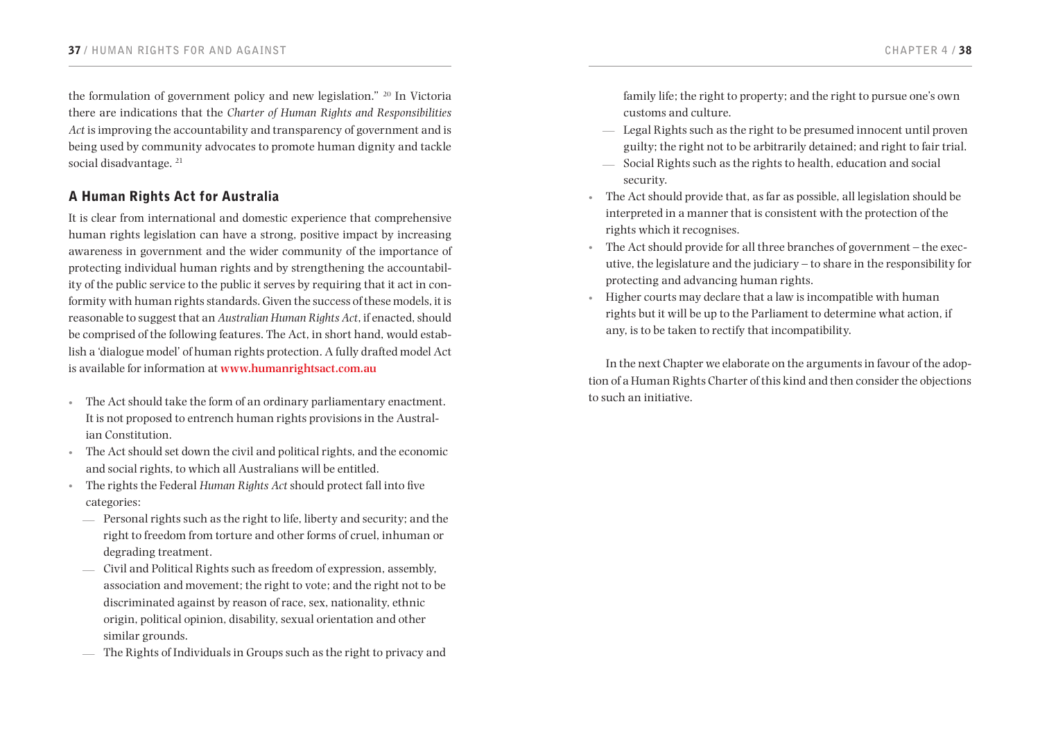the formulation of government policy and new legislation." [20] In Victoria there are indications that the *Charter of Human Rights and Responsibilities Act* is improving the accountability and transparency of government and is being used by community advocates to promote human dignity and tackle social disadvantage. [21]

## A Human Rights Act for Australia

It is clear from international and domestic experience that comprehensive human rights legislation can have a strong, positive impact by increasing awareness in government and the wider community of the importance of protecting individual human rights and by strengthening the accountability of the public service to the public it serves by requiring that it act in conformity with human rights standards. Given the success of these models, it is reasonable to suggest that an *Australian Human Rights Act*, if enacted, should be comprised of the following features. The Act, in short hand, would establish a 'dialogue model' of human rights protection. A fully drafted model Act is available for information at **www.humanrightsact.com.au**

- The Act should take the form of an ordinary parliamentary enactment. It is not proposed to entrench human rights provisions in the Australian Constitution.
- The Act should set down the civil and political rights, and the economic and social rights, to which all Australians will be entitled.
- The rights the Federal *Human Rights Act* should protect fall into five categories:
  - Personal rights such as the right to life, liberty and security; and the right to freedom from torture and other forms of cruel, inhuman or degrading treatment.
  - Civil and Political Rights such as freedom of expression, assembly, association and movement; the right to vote; and the right not to be discriminated against by reason of race, sex, nationality, ethnic origin, political opinion, disability, sexual orientation and other similar grounds.
  - The Rights of Individuals in Groups such as the right to privacy and family life; the right to property; and the right to pursue one's own customs and culture.
  - Legal Rights such as the right to be presumed innocent until proven guilty; the right not to be arbitrarily detained; and right to fair trial.
  - Social Rights such as the rights to health, education and social security.
- The Act should provide that, as far as possible, all legislation should be interpreted in a manner that is consistent with the protection of the rights which it recognises.
- The Act should provide for all three branches of government – the executive, the legislature and the judiciary – to share in the responsibility for protecting and advancing human rights.
- Higher courts may declare that a law is incompatible with human rights but it will be up to the Parliament to determine what action, if any, is to be taken to rectify that incompatibility.

In the next Chapter we elaborate on the arguments in favour of the adoption of a Human Rights Charter of this kind and then consider the objections to such an initiative.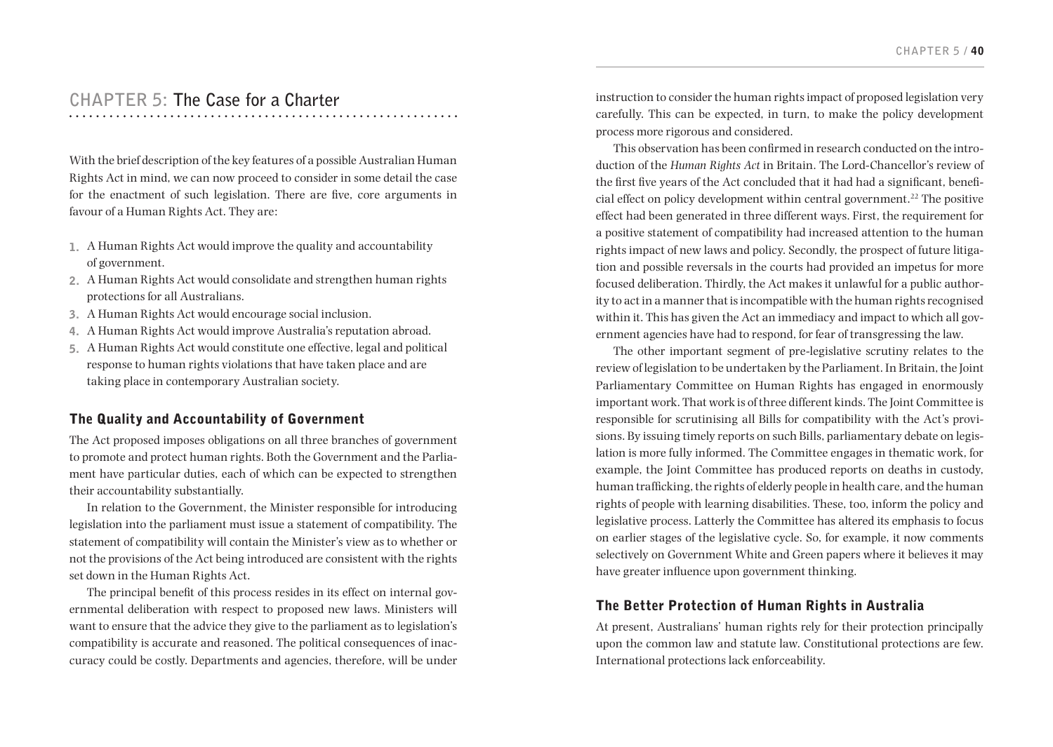## CHAPTER 5: The Case for a Charter

With the brief description of the key features of a possible Australian Human Rights Act in mind, we can now proceed to consider in some detail the case for the enactment of such legislation. There are five, core arguments in favour of a Human Rights Act. They are:

1. A Human Rights Act would improve the quality and accountability of government.
2. A Human Rights Act would consolidate and strengthen human rights protections for all Australians.
3. A Human Rights Act would encourage social inclusion.
4. A Human Rights Act would improve Australia's reputation abroad.
5. A Human Rights Act would constitute one effective, legal and political response to human rights violations that have taken place and are taking place in contemporary Australian society.

### The Quality and Accountability of Government

The Act proposed imposes obligations on all three branches of government to promote and protect human rights. Both the Government and the Parliament have particular duties, each of which can be expected to strengthen their accountability substantially.

In relation to the Government, the Minister responsible for introducing legislation into the parliament must issue a statement of compatibility. The statement of compatibility will contain the Minister's view as to whether or not the provisions of the Act being introduced are consistent with the rights set down in the Human Rights Act.

The principal benefit of this process resides in its effect on internal governmental deliberation with respect to proposed new laws. Ministers will want to ensure that the advice they give to the parliament as to legislation's compatibility is accurate and reasoned. The political consequences of inaccuracy could be costly. Departments and agencies, therefore, will be under instruction to consider the human rights impact of proposed legislation very carefully. This can be expected, in turn, to make the policy development process more rigorous and considered.

This observation has been confirmed in research conducted on the introduction of the *Human Rights Act* in Britain. The Lord-Chancellor's review of the first five years of the Act concluded that it had had a significant, beneficial effect on policy development within central government.[22] The positive effect had been generated in three different ways. First, the requirement for a positive statement of compatibility had increased attention to the human rights impact of new laws and policy. Secondly, the prospect of future litigation and possible reversals in the courts had provided an impetus for more focused deliberation. Thirdly, the Act makes it unlawful for a public authority to act in a manner that is incompatible with the human rights recognised within it. This has given the Act an immediacy and impact to which all government agencies have had to respond, for fear of transgressing the law.

The other important segment of pre-legislative scrutiny relates to the review of legislation to be undertaken by the Parliament. In Britain, the Joint Parliamentary Committee on Human Rights has engaged in enormously important work. That work is of three different kinds. The Joint Committee is responsible for scrutinising all Bills for compatibility with the Act's provisions. By issuing timely reports on such Bills, parliamentary debate on legislation is more fully informed. The Committee engages in thematic work, for example, the Joint Committee has produced reports on deaths in custody, human trafficking, the rights of elderly people in health care, and the human rights of people with learning disabilities. These, too, inform the policy and legislative process. Latterly the Committee has altered its emphasis to focus on earlier stages of the legislative cycle. So, for example, it now comments selectively on Government White and Green papers where it believes it may have greater influence upon government thinking.

### The Better Protection of Human Rights in Australia

At present, Australians' human rights rely for their protection principally upon the common law and statute law. Constitutional protections are few. International protections lack enforceability.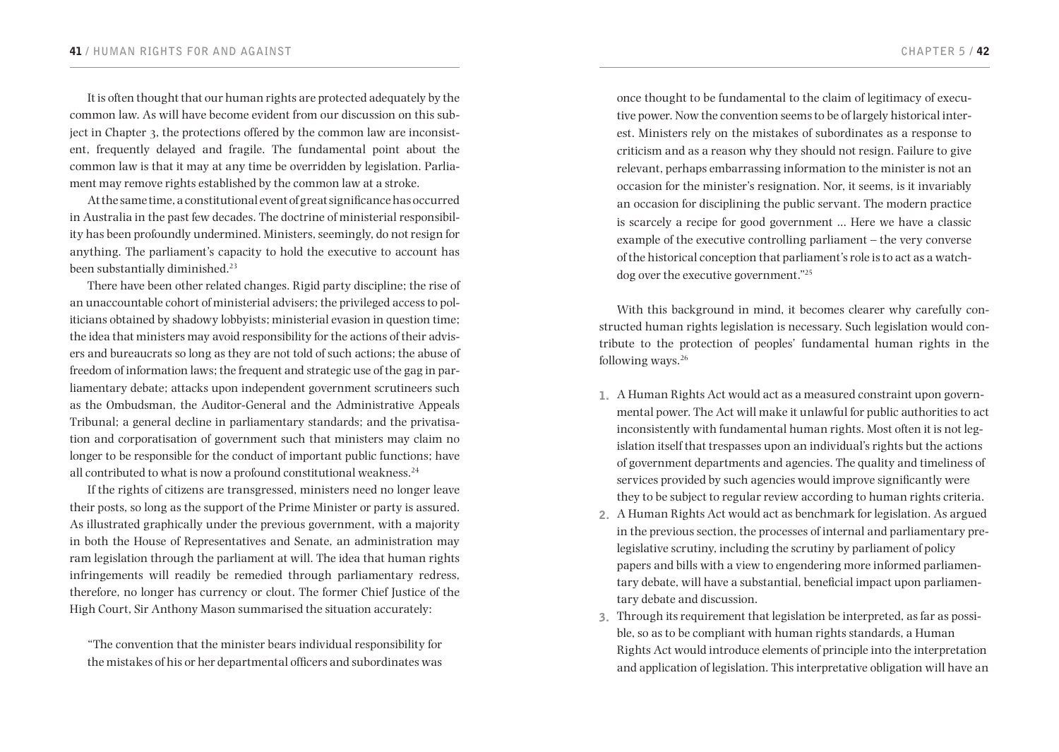It is often thought that our human rights are protected adequately by the common law. As will have become evident from our discussion on this subject in Chapter 3, the protections offered by the common law are inconsistent, frequently delayed and fragile. The fundamental point about the common law is that it may at any time be overridden by legislation. Parliament may remove rights established by the common law at a stroke.

At the same time, a constitutional event of great significance has occurred in Australia in the past few decades. The doctrine of ministerial responsibility has been profoundly undermined. Ministers, seemingly, do not resign for anything. The parliament's capacity to hold the executive to account has been substantially diminished.[23]

There have been other related changes. Rigid party discipline; the rise of an unaccountable cohort of ministerial advisers; the privileged access to politicians obtained by shadowy lobbyists; ministerial evasion in question time; the idea that ministers may avoid responsibility for the actions of their advisers and bureaucrats so long as they are not told of such actions; the abuse of freedom of information laws; the frequent and strategic use of the gag in parliamentary debate; attacks upon independent government scrutineers such as the Ombudsman, the Auditor-General and the Administrative Appeals Tribunal; a general decline in parliamentary standards; and the privatisation and corporatisation of government such that ministers may claim no longer to be responsible for the conduct of important public functions; have all contributed to what is now a profound constitutional weakness.[24]

If the rights of citizens are transgressed, ministers need no longer leave their posts, so long as the support of the Prime Minister or party is assured. As illustrated graphically under the previous government, with a majority in both the House of Representatives and Senate, an administration may ram legislation through the parliament at will. The idea that human rights infringements will readily be remedied through parliamentary redress, therefore, no longer has currency or clout. The former Chief Justice of the High Court, Sir Anthony Mason summarised the situation accurately:

> "The convention that the minister bears individual responsibility for the mistakes of his or her departmental officers and subordinates was once thought to be fundamental to the claim of legitimacy of executive power. Now the convention seems to be of largely historical interest. Ministers rely on the mistakes of subordinates as a response to criticism and as a reason why they should not resign. Failure to give relevant, perhaps embarrassing information to the minister is not an occasion for the minister's resignation. Nor, it seems, is it invariably an occasion for disciplining the public servant. The modern practice is scarcely a recipe for good government ... Here we have a classic example of the executive controlling parliament – the very converse of the historical conception that parliament's role is to act as a watchdog over the executive government."[25]

With this background in mind, it becomes clearer why carefully constructed human rights legislation is necessary. Such legislation would contribute to the protection of peoples' fundamental human rights in the following ways.[26]

1. A Human Rights Act would act as a measured constraint upon governmental power. The Act will make it unlawful for public authorities to act inconsistently with fundamental human rights. Most often it is not legislation itself that trespasses upon an individual's rights but the actions of government departments and agencies. The quality and timeliness of services provided by such agencies would improve significantly were they to be subject to regular review according to human rights criteria.
2. A Human Rights Act would act as benchmark for legislation. As argued in the previous section, the processes of internal and parliamentary pre-legislative scrutiny, including the scrutiny by parliament of policy papers and bills with a view to engendering more informed parliamentary debate, will have a substantial, beneficial impact upon parliamentary debate and discussion.
3. Through its requirement that legislation be interpreted, as far as possible, so as to be compliant with human rights standards, a Human Rights Act would introduce elements of principle into the interpretation and application of legislation. This interpretative obligation will have an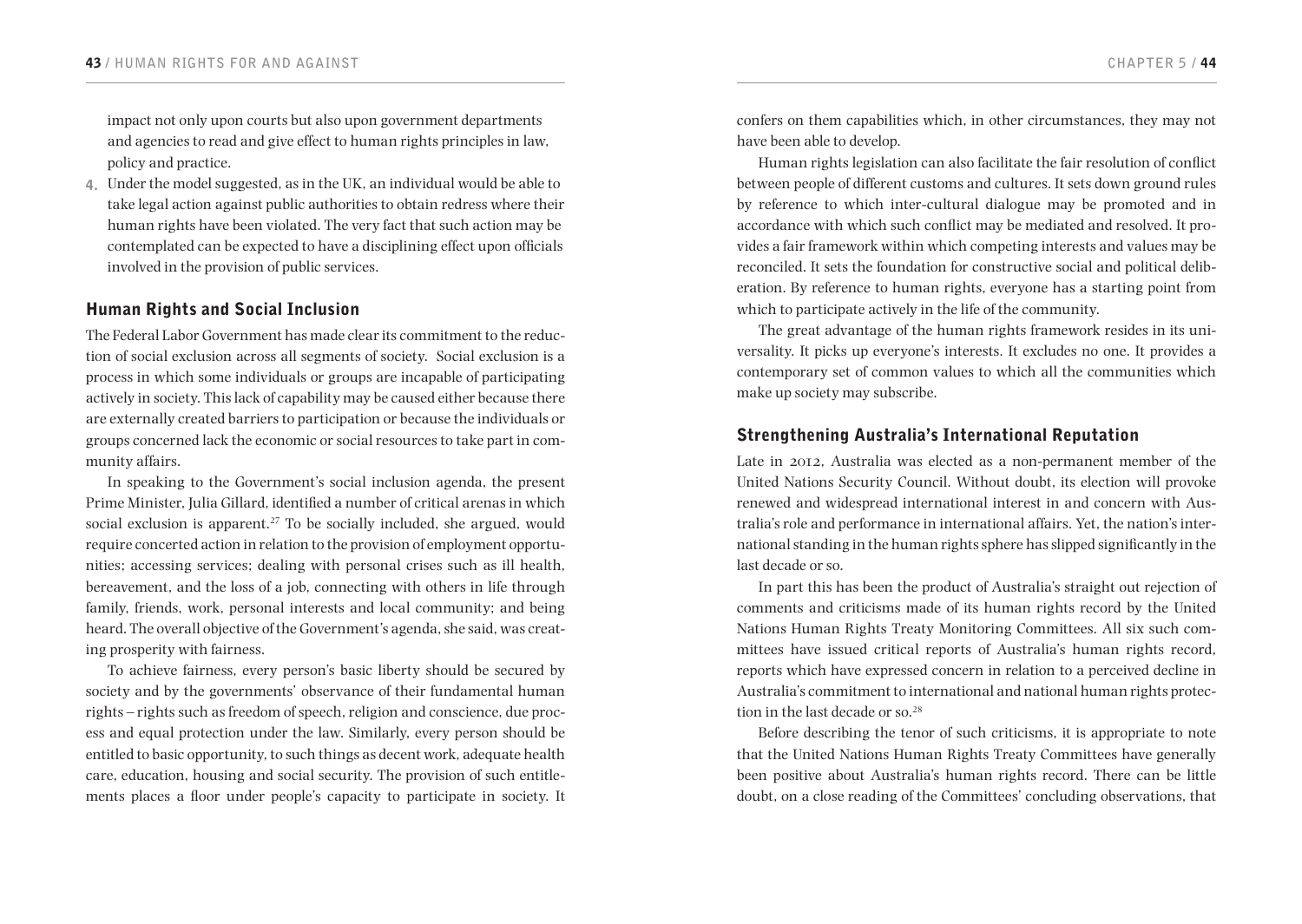impact not only upon courts but also upon government departments and agencies to read and give effect to human rights principles in law, policy and practice.

4. Under the model suggested, as in the UK, an individual would be able to take legal action against public authorities to obtain redress where their human rights have been violated. The very fact that such action may be contemplated can be expected to have a disciplining effect upon officials involved in the provision of public services.

## Human Rights and Social Inclusion

The Federal Labor Government has made clear its commitment to the reduction of social exclusion across all segments of society. Social exclusion is a process in which some individuals or groups are incapable of participating actively in society. This lack of capability may be caused either because there are externally created barriers to participation or because the individuals or groups concerned lack the economic or social resources to take part in community affairs.

In speaking to the Government's social inclusion agenda, the present Prime Minister, Julia Gillard, identified a number of critical arenas in which social exclusion is apparent.[27] To be socially included, she argued, would require concerted action in relation to the provision of employment opportunities; accessing services; dealing with personal crises such as ill health, bereavement, and the loss of a job, connecting with others in life through family, friends, work, personal interests and local community; and being heard. The overall objective of the Government's agenda, she said, was creating prosperity with fairness.

To achieve fairness, every person's basic liberty should be secured by society and by the governments' observance of their fundamental human rights – rights such as freedom of speech, religion and conscience, due process and equal protection under the law. Similarly, every person should be entitled to basic opportunity, to such things as decent work, adequate health care, education, housing and social security. The provision of such entitlements places a floor under people's capacity to participate in society. It confers on them capabilities which, in other circumstances, they may not have been able to develop.

Human rights legislation can also facilitate the fair resolution of conflict between people of different customs and cultures. It sets down ground rules by reference to which inter-cultural dialogue may be promoted and in accordance with which such conflict may be mediated and resolved. It provides a fair framework within which competing interests and values may be reconciled. It sets the foundation for constructive social and political deliberation. By reference to human rights, everyone has a starting point from which to participate actively in the life of the community.

The great advantage of the human rights framework resides in its universality. It picks up everyone's interests. It excludes no one. It provides a contemporary set of common values to which all the communities which make up society may subscribe.

## Strengthening Australia's International Reputation

Late in 2012, Australia was elected as a non-permanent member of the United Nations Security Council. Without doubt, its election will provoke renewed and widespread international interest in and concern with Australia's role and performance in international affairs. Yet, the nation's international standing in the human rights sphere has slipped significantly in the last decade or so.

In part this has been the product of Australia's straight out rejection of comments and criticisms made of its human rights record by the United Nations Human Rights Treaty Monitoring Committees. All six such committees have issued critical reports of Australia's human rights record, reports which have expressed concern in relation to a perceived decline in Australia's commitment to international and national human rights protection in the last decade or so.[28]

Before describing the tenor of such criticisms, it is appropriate to note that the United Nations Human Rights Treaty Committees have generally been positive about Australia's human rights record. There can be little doubt, on a close reading of the Committees' concluding observations, that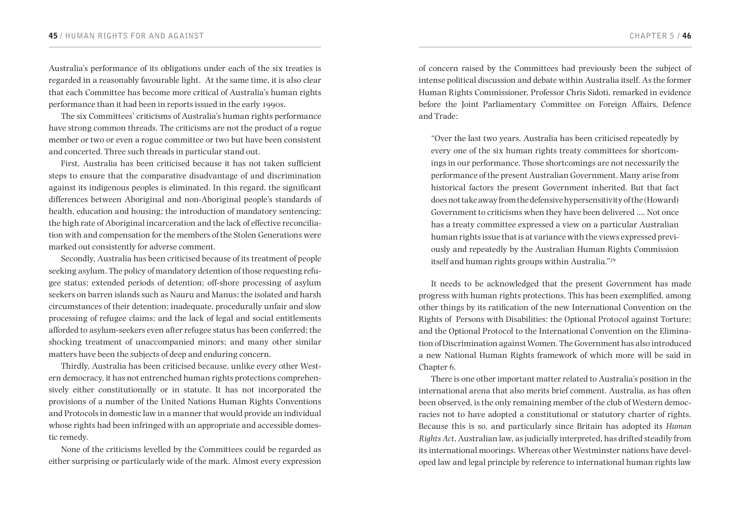Australia's performance of its obligations under each of the six treaties is regarded in a reasonably favourable light. At the same time, it is also clear that each Committee has become more critical of Australia's human rights performance than it had been in reports issued in the early 1990s.

The six Committees' criticisms of Australia's human rights performance have strong common threads. The criticisms are not the product of a rogue member or two or even a rogue committee or two but have been consistent and concerted. Three such threads in particular stand out.

First, Australia has been criticised because it has not taken sufficient steps to ensure that the comparative disadvantage of and discrimination against its indigenous peoples is eliminated. In this regard, the significant differences between Aboriginal and non-Aboriginal people's standards of health, education and housing; the introduction of mandatory sentencing; the high rate of Aboriginal incarceration and the lack of effective reconciliation with and compensation for the members of the Stolen Generations were marked out consistently for adverse comment.

Secondly, Australia has been criticised because of its treatment of people seeking asylum. The policy of mandatory detention of those requesting refugee status; extended periods of detention; off-shore processing of asylum seekers on barren islands such as Nauru and Manus; the isolated and harsh circumstances of their detention; inadequate, procedurally unfair and slow processing of refugee claims; and the lack of legal and social entitlements afforded to asylum-seekers even after refugee status has been conferred; the shocking treatment of unaccompanied minors; and many other similar matters have been the subjects of deep and enduring concern.

Thirdly, Australia has been criticised because, unlike every other Western democracy, it has not entrenched human rights protections comprehensively either constitutionally or in statute. It has not incorporated the provisions of a number of the United Nations Human Rights Conventions and Protocols in domestic law in a manner that would provide an individual whose rights had been infringed with an appropriate and accessible domestic remedy.

None of the criticisms levelled by the Committees could be regarded as either surprising or particularly wide of the mark. Almost every expression of concern raised by the Committees had previously been the subject of intense political discussion and debate within Australia itself. As the former Human Rights Commissioner, Professor Chris Sidoti, remarked in evidence before the Joint Parliamentary Committee on Foreign Affairs, Defence and Trade:

> "Over the last two years, Australia has been criticised repeatedly by every one of the six human rights treaty committees for shortcomings in our performance. Those shortcomings are not necessarily the performance of the present Australian Government. Many arise from historical factors the present Government inherited. But that fact does not take away from the defensive hypersensitivity of the (Howard) Government to criticisms when they have been delivered .... Not once has a treaty committee expressed a view on a particular Australian human rights issue that is at variance with the views expressed previously and repeatedly by the Australian Human Rights Commission itself and human rights groups within Australia."[29]

It needs to be acknowledged that the present Government has made progress with human rights protections. This has been exemplified, among other things by its ratification of the new International Convention on the Rights of Persons with Disabilities: the Optional Protocol against Torture; and the Optional Protocol to the International Convention on the Elimination of Discrimination against Women. The Government has also introduced a new National Human Rights framework of which more will be said in Chapter 6.

There is one other important matter related to Australia's position in the international arena that also merits brief comment. Australia, as has often been observed, is the only remaining member of the club of Western democracies not to have adopted a constitutional or statutory charter of rights. Because this is so, and particularly since Britain has adopted its *Human Rights Act*, Australian law, as judicially interpreted, has drifted steadily from its international moorings. Whereas other Westminster nations have developed law and legal principle by reference to international human rights law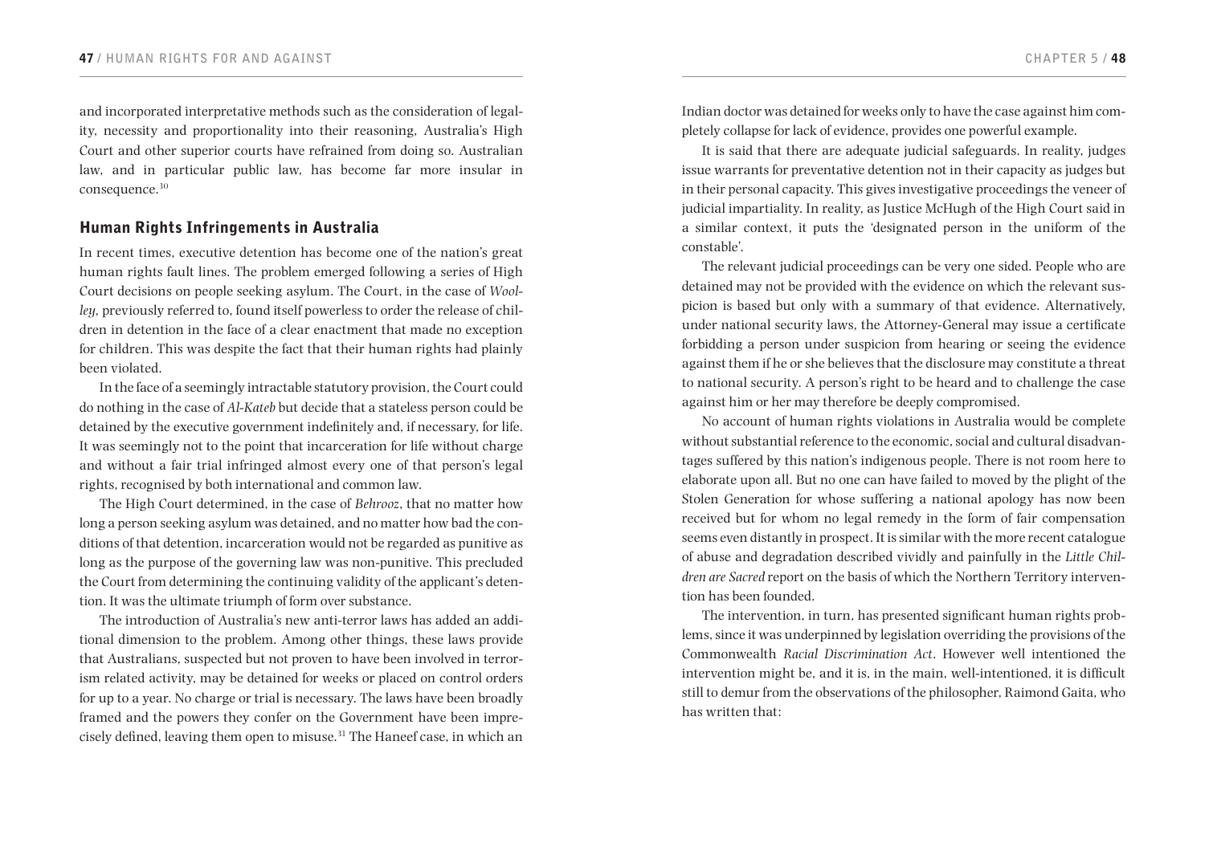and incorporated interpretative methods such as the consideration of legality, necessity and proportionality into their reasoning, Australia's High Court and other superior courts have refrained from doing so. Australian law, and in particular public law, has become far more insular in consequence.[30]

## Human Rights Infringements in Australia

In recent times, executive detention has become one of the nation's great human rights fault lines. The problem emerged following a series of High Court decisions on people seeking asylum. The Court, in the case of *Woolley*, previously referred to, found itself powerless to order the release of children in detention in the face of a clear enactment that made no exception for children. This was despite the fact that their human rights had plainly been violated.

In the face of a seemingly intractable statutory provision, the Court could do nothing in the case of *Al-Kateb* but decide that a stateless person could be detained by the executive government indefinitely and, if necessary, for life. It was seemingly not to the point that incarceration for life without charge and without a fair trial infringed almost every one of that person's legal rights, recognised by both international and common law.

The High Court determined, in the case of *Behrooz*, that no matter how long a person seeking asylum was detained, and no matter how bad the conditions of that detention, incarceration would not be regarded as punitive as long as the purpose of the governing law was non-punitive. This precluded the Court from determining the continuing validity of the applicant's detention. It was the ultimate triumph of form over substance.

The introduction of Australia's new anti-terror laws has added an additional dimension to the problem. Among other things, these laws provide that Australians, suspected but not proven to have been involved in terrorism related activity, may be detained for weeks or placed on control orders for up to a year. No charge or trial is necessary. The laws have been broadly framed and the powers they confer on the Government have been imprecisely defined, leaving them open to misuse.[31] The Haneef case, in which an Indian doctor was detained for weeks only to have the case against him completely collapse for lack of evidence, provides one powerful example.

It is said that there are adequate judicial safeguards. In reality, judges issue warrants for preventative detention not in their capacity as judges but in their personal capacity. This gives investigative proceedings the veneer of judicial impartiality. In reality, as Justice McHugh of the High Court said in a similar context, it puts the 'designated person in the uniform of the constable'.

The relevant judicial proceedings can be very one sided. People who are detained may not be provided with the evidence on which the relevant suspicion is based but only with a summary of that evidence. Alternatively, under national security laws, the Attorney-General may issue a certificate forbidding a person under suspicion from hearing or seeing the evidence against them if he or she believes that the disclosure may constitute a threat to national security. A person's right to be heard and to challenge the case against him or her may therefore be deeply compromised.

No account of human rights violations in Australia would be complete without substantial reference to the economic, social and cultural disadvantages suffered by this nation's indigenous people. There is not room here to elaborate upon all. But no one can have failed to moved by the plight of the Stolen Generation for whose suffering a national apology has now been received but for whom no legal remedy in the form of fair compensation seems even distantly in prospect. It is similar with the more recent catalogue of abuse and degradation described vividly and painfully in the *Little Children are Sacred* report on the basis of which the Northern Territory intervention has been founded.

The intervention, in turn, has presented significant human rights problems, since it was underpinned by legislation overriding the provisions of the Commonwealth *Racial Discrimination Act*. However well intentioned the intervention might be, and it is, in the main, well-intentioned, it is difficult still to demur from the observations of the philosopher, Raimond Gaita, who has written that: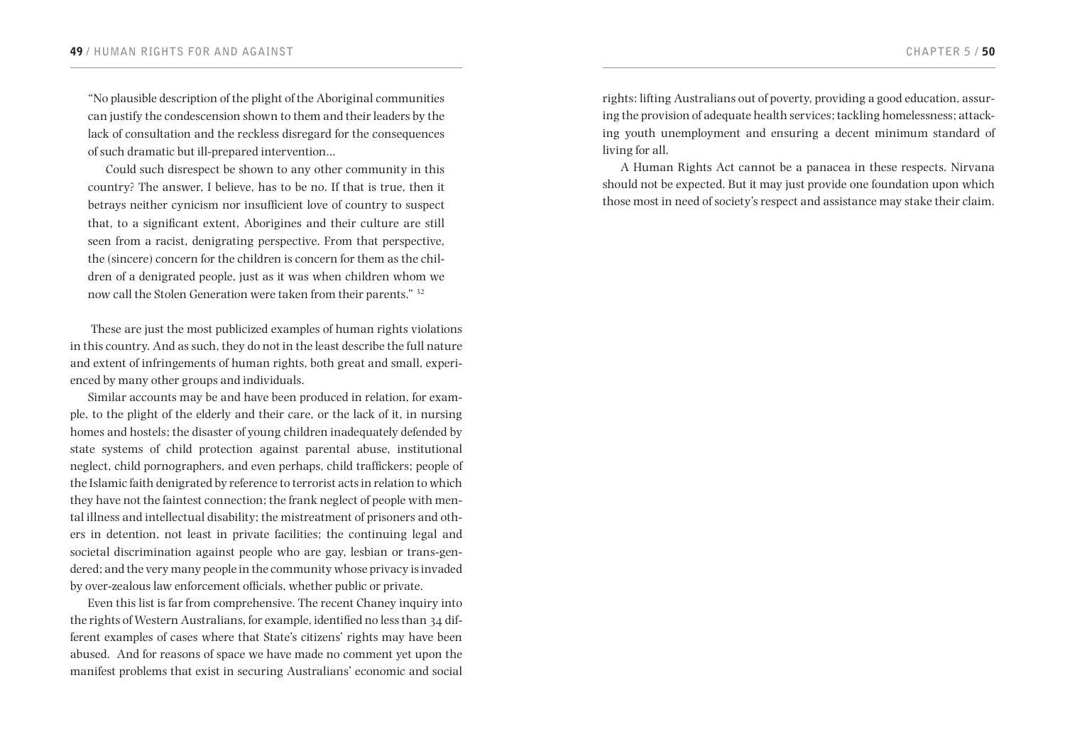> "No plausible description of the plight of the Aboriginal communities can justify the condescension shown to them and their leaders by the lack of consultation and the reckless disregard for the consequences of such dramatic but ill-prepared intervention...
>
> Could such disrespect be shown to any other community in this country? The answer, I believe, has to be no. If that is true, then it betrays neither cynicism nor insufficient love of country to suspect that, to a significant extent, Aborigines and their culture are still seen from a racist, denigrating perspective. From that perspective, the (sincere) concern for the children is concern for them as the children of a denigrated people, just as it was when children whom we now call the Stolen Generation were taken from their parents." [32]

These are just the most publicized examples of human rights violations in this country. And as such, they do not in the least describe the full nature and extent of infringements of human rights, both great and small, experienced by many other groups and individuals.

Similar accounts may be and have been produced in relation, for example, to the plight of the elderly and their care, or the lack of it, in nursing homes and hostels; the disaster of young children inadequately defended by state systems of child protection against parental abuse, institutional neglect, child pornographers, and even perhaps, child traffickers; people of the Islamic faith denigrated by reference to terrorist acts in relation to which they have not the faintest connection; the frank neglect of people with mental illness and intellectual disability; the mistreatment of prisoners and others in detention, not least in private facilities; the continuing legal and societal discrimination against people who are gay, lesbian or trans-gendered; and the very many people in the community whose privacy is invaded by over-zealous law enforcement officials, whether public or private.

Even this list is far from comprehensive. The recent Chaney inquiry into the rights of Western Australians, for example, identified no less than 34 different examples of cases where that State's citizens' rights may have been abused. And for reasons of space we have made no comment yet upon the manifest problems that exist in securing Australians' economic and social rights: lifting Australians out of poverty, providing a good education, assuring the provision of adequate health services; tackling homelessness; attacking youth unemployment and ensuring a decent minimum standard of living for all.

A Human Rights Act cannot be a panacea in these respects. Nirvana should not be expected. But it may just provide one foundation upon which those most in need of society's respect and assistance may stake their claim.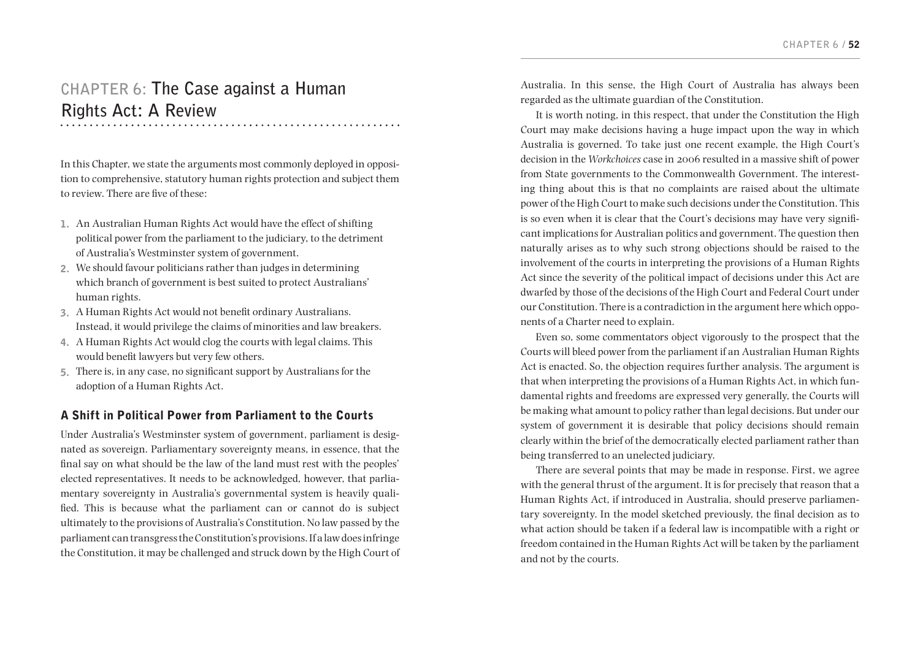# CHAPTER 6: The Case against a Human Rights Act: A Review

In this Chapter, we state the arguments most commonly deployed in opposition to comprehensive, statutory human rights protection and subject them to review. There are five of these:

1. An Australian Human Rights Act would have the effect of shifting political power from the parliament to the judiciary, to the detriment of Australia's Westminster system of government.
2. We should favour politicians rather than judges in determining which branch of government is best suited to protect Australians' human rights.
3. A Human Rights Act would not benefit ordinary Australians. Instead, it would privilege the claims of minorities and law breakers.
4. A Human Rights Act would clog the courts with legal claims. This would benefit lawyers but very few others.
5. There is, in any case, no significant support by Australians for the adoption of a Human Rights Act.

## A Shift in Political Power from Parliament to the Courts

Under Australia's Westminster system of government, parliament is designated as sovereign. Parliamentary sovereignty means, in essence, that the final say on what should be the law of the land must rest with the peoples' elected representatives. It needs to be acknowledged, however, that parliamentary sovereignty in Australia's governmental system is heavily qualified. This is because what the parliament can or cannot do is subject ultimately to the provisions of Australia's Constitution. No law passed by the parliament can transgress the Constitution's provisions. If a law does infringe the Constitution, it may be challenged and struck down by the High Court of Australia. In this sense, the High Court of Australia has always been regarded as the ultimate guardian of the Constitution.

It is worth noting, in this respect, that under the Constitution the High Court may make decisions having a huge impact upon the way in which Australia is governed. To take just one recent example, the High Court's decision in the *Workchoices* case in 2006 resulted in a massive shift of power from State governments to the Commonwealth Government. The interesting thing about this is that no complaints are raised about the ultimate power of the High Court to make such decisions under the Constitution. This is so even when it is clear that the Court's decisions may have very significant implications for Australian politics and government. The question then naturally arises as to why such strong objections should be raised to the involvement of the courts in interpreting the provisions of a Human Rights Act since the severity of the political impact of decisions under this Act are dwarfed by those of the decisions of the High Court and Federal Court under our Constitution. There is a contradiction in the argument here which opponents of a Charter need to explain.

Even so, some commentators object vigorously to the prospect that the Courts will bleed power from the parliament if an Australian Human Rights Act is enacted. So, the objection requires further analysis. The argument is that when interpreting the provisions of a Human Rights Act, in which fundamental rights and freedoms are expressed very generally, the Courts will be making what amount to policy rather than legal decisions. But under our system of government it is desirable that policy decisions should remain clearly within the brief of the democratically elected parliament rather than being transferred to an unelected judiciary.

There are several points that may be made in response. First, we agree with the general thrust of the argument. It is for precisely that reason that a Human Rights Act, if introduced in Australia, should preserve parliamentary sovereignty. In the model sketched previously, the final decision as to what action should be taken if a federal law is incompatible with a right or freedom contained in the Human Rights Act will be taken by the parliament and not by the courts.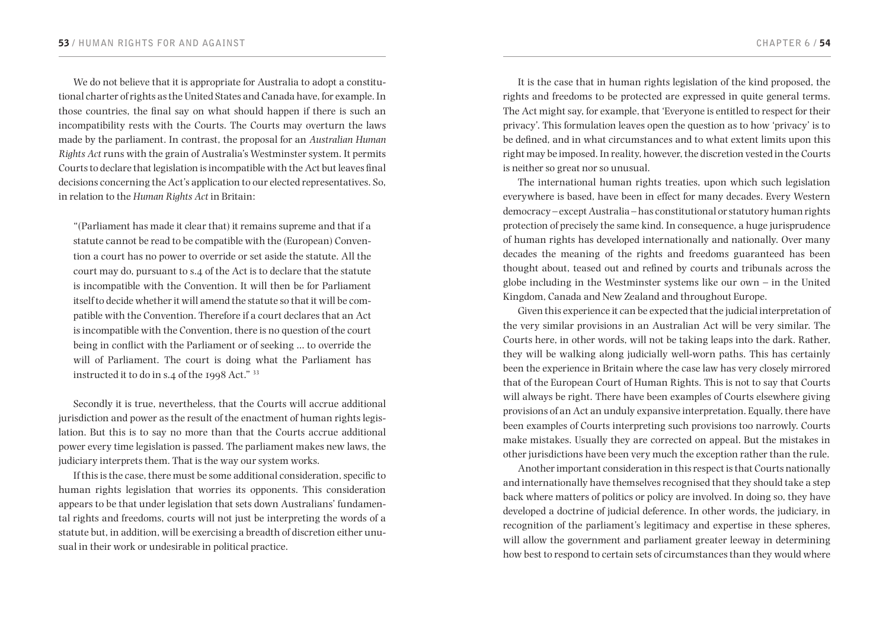We do not believe that it is appropriate for Australia to adopt a constitutional charter of rights as the United States and Canada have, for example. In those countries, the final say on what should happen if there is such an incompatibility rests with the Courts. The Courts may overturn the laws made by the parliament. In contrast, the proposal for an *Australian Human Rights Act* runs with the grain of Australia's Westminster system. It permits Courts to declare that legislation is incompatible with the Act but leaves final decisions concerning the Act's application to our elected representatives. So, in relation to the *Human Rights Act* in Britain:

> "(Parliament has made it clear that) it remains supreme and that if a statute cannot be read to be compatible with the (European) Convention a court has no power to override or set aside the statute. All the court may do, pursuant to s.4 of the Act is to declare that the statute is incompatible with the Convention. It will then be for Parliament itself to decide whether it will amend the statute so that it will be compatible with the Convention. Therefore if a court declares that an Act is incompatible with the Convention, there is no question of the court being in conflict with the Parliament or of seeking ... to override the will of Parliament. The court is doing what the Parliament has instructed it to do in s.4 of the 1998 Act." [33]

Secondly it is true, nevertheless, that the Courts will accrue additional jurisdiction and power as the result of the enactment of human rights legislation. But this is to say no more than that the Courts accrue additional power every time legislation is passed. The parliament makes new laws, the judiciary interprets them. That is the way our system works.

If this is the case, there must be some additional consideration, specific to human rights legislation that worries its opponents. This consideration appears to be that under legislation that sets down Australians' fundamental rights and freedoms, courts will not just be interpreting the words of a statute but, in addition, will be exercising a breadth of discretion either unusual in their work or undesirable in political practice.

It is the case that in human rights legislation of the kind proposed, the rights and freedoms to be protected are expressed in quite general terms. The Act might say, for example, that 'Everyone is entitled to respect for their privacy'. This formulation leaves open the question as to how 'privacy' is to be defined, and in what circumstances and to what extent limits upon this right may be imposed. In reality, however, the discretion vested in the Courts is neither so great nor so unusual.

The international human rights treaties, upon which such legislation everywhere is based, have been in effect for many decades. Every Western democracy – except Australia – has constitutional or statutory human rights protection of precisely the same kind. In consequence, a huge jurisprudence of human rights has developed internationally and nationally. Over many decades the meaning of the rights and freedoms guaranteed has been thought about, teased out and refined by courts and tribunals across the globe including in the Westminster systems like our own – in the United Kingdom, Canada and New Zealand and throughout Europe.

Given this experience it can be expected that the judicial interpretation of the very similar provisions in an Australian Act will be very similar. The Courts here, in other words, will not be taking leaps into the dark. Rather, they will be walking along judicially well-worn paths. This has certainly been the experience in Britain where the case law has very closely mirrored that of the European Court of Human Rights. This is not to say that Courts will always be right. There have been examples of Courts elsewhere giving provisions of an Act an unduly expansive interpretation. Equally, there have been examples of Courts interpreting such provisions too narrowly. Courts make mistakes. Usually they are corrected on appeal. But the mistakes in other jurisdictions have been very much the exception rather than the rule.

Another important consideration in this respect is that Courts nationally and internationally have themselves recognised that they should take a step back where matters of politics or policy are involved. In doing so, they have developed a doctrine of judicial deference. In other words, the judiciary, in recognition of the parliament's legitimacy and expertise in these spheres, will allow the government and parliament greater leeway in determining how best to respond to certain sets of circumstances than they would where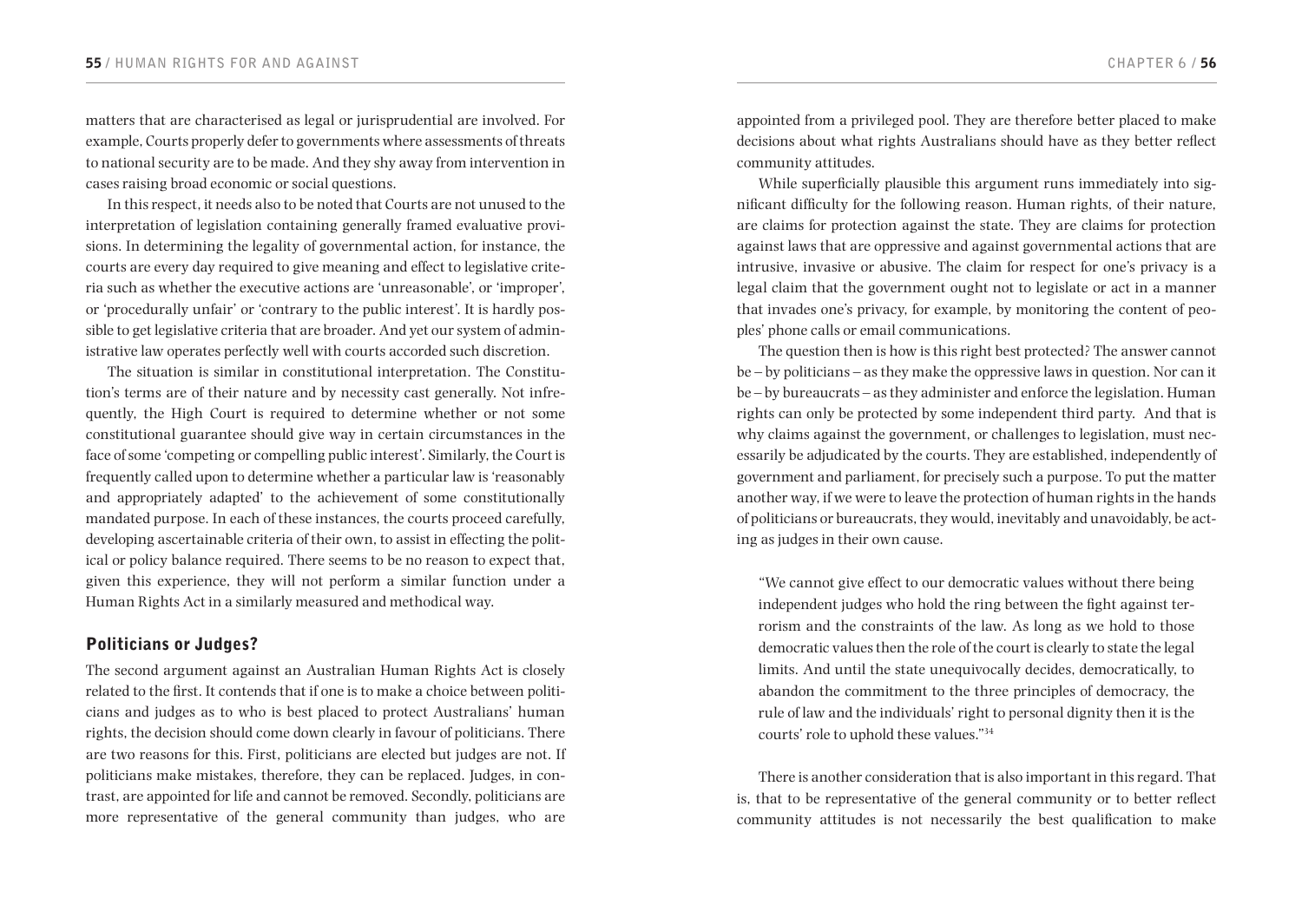matters that are characterised as legal or jurisprudential are involved. For example, Courts properly defer to governments where assessments of threats to national security are to be made. And they shy away from intervention in cases raising broad economic or social questions.

In this respect, it needs also to be noted that Courts are not unused to the interpretation of legislation containing generally framed evaluative provisions. In determining the legality of governmental action, for instance, the courts are every day required to give meaning and effect to legislative criteria such as whether the executive actions are 'unreasonable', or 'improper', or 'procedurally unfair' or 'contrary to the public interest'. It is hardly possible to get legislative criteria that are broader. And yet our system of administrative law operates perfectly well with courts accorded such discretion.

The situation is similar in constitutional interpretation. The Constitution's terms are of their nature and by necessity cast generally. Not infrequently, the High Court is required to determine whether or not some constitutional guarantee should give way in certain circumstances in the face of some 'competing or compelling public interest'. Similarly, the Court is frequently called upon to determine whether a particular law is 'reasonably and appropriately adapted' to the achievement of some constitutionally mandated purpose. In each of these instances, the courts proceed carefully, developing ascertainable criteria of their own, to assist in effecting the political or policy balance required. There seems to be no reason to expect that, given this experience, they will not perform a similar function under a Human Rights Act in a similarly measured and methodical way.

## Politicians or Judges?

The second argument against an Australian Human Rights Act is closely related to the first. It contends that if one is to make a choice between politicians and judges as to who is best placed to protect Australians' human rights, the decision should come down clearly in favour of politicians. There are two reasons for this. First, politicians are elected but judges are not. If politicians make mistakes, therefore, they can be replaced. Judges, in contrast, are appointed for life and cannot be removed. Secondly, politicians are more representative of the general community than judges, who are appointed from a privileged pool. They are therefore better placed to make decisions about what rights Australians should have as they better reflect community attitudes.

While superficially plausible this argument runs immediately into significant difficulty for the following reason. Human rights, of their nature, are claims for protection against the state. They are claims for protection against laws that are oppressive and against governmental actions that are intrusive, invasive or abusive. The claim for respect for one's privacy is a legal claim that the government ought not to legislate or act in a manner that invades one's privacy, for example, by monitoring the content of peoples' phone calls or email communications.

The question then is how is this right best protected? The answer cannot be – by politicians – as they make the oppressive laws in question. Nor can it be – by bureaucrats – as they administer and enforce the legislation. Human rights can only be protected by some independent third party. And that is why claims against the government, or challenges to legislation, must necessarily be adjudicated by the courts. They are established, independently of government and parliament, for precisely such a purpose. To put the matter another way, if we were to leave the protection of human rights in the hands of politicians or bureaucrats, they would, inevitably and unavoidably, be acting as judges in their own cause.

> "We cannot give effect to our democratic values without there being independent judges who hold the ring between the fight against terrorism and the constraints of the law. As long as we hold to those democratic values then the role of the court is clearly to state the legal limits. And until the state unequivocally decides, democratically, to abandon the commitment to the three principles of democracy, the rule of law and the individuals' right to personal dignity then it is the courts' role to uphold these values."[34]

There is another consideration that is also important in this regard. That is, that to be representative of the general community or to better reflect community attitudes is not necessarily the best qualification to make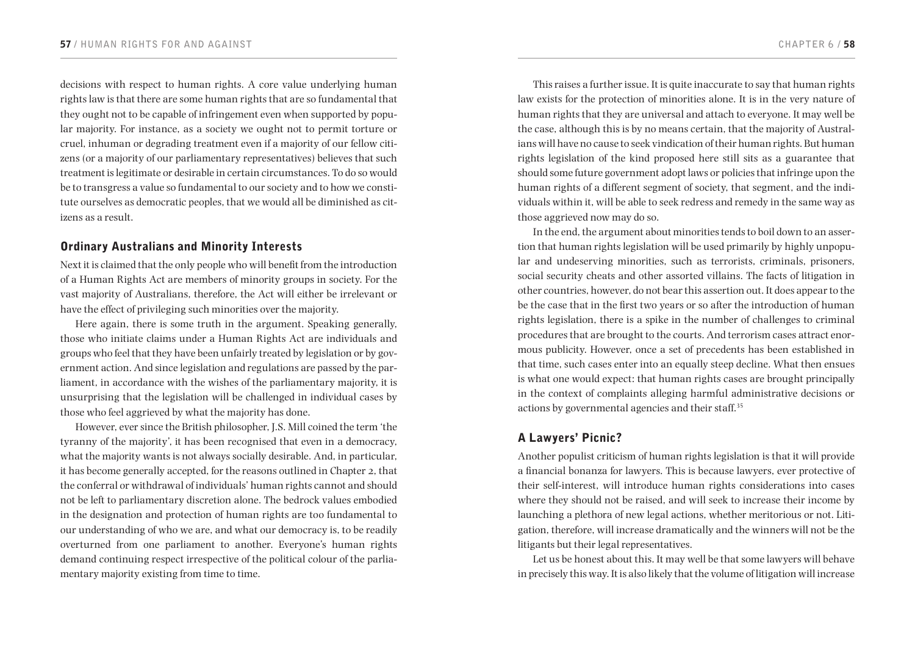decisions with respect to human rights. A core value underlying human rights law is that there are some human rights that are so fundamental that they ought not to be capable of infringement even when supported by popular majority. For instance, as a society we ought not to permit torture or cruel, inhuman or degrading treatment even if a majority of our fellow citizens (or a majority of our parliamentary representatives) believes that such treatment is legitimate or desirable in certain circumstances. To do so would be to transgress a value so fundamental to our society and to how we constitute ourselves as democratic peoples, that we would all be diminished as citizens as a result.

## Ordinary Australians and Minority Interests

Next it is claimed that the only people who will benefit from the introduction of a Human Rights Act are members of minority groups in society. For the vast majority of Australians, therefore, the Act will either be irrelevant or have the effect of privileging such minorities over the majority.

Here again, there is some truth in the argument. Speaking generally, those who initiate claims under a Human Rights Act are individuals and groups who feel that they have been unfairly treated by legislation or by government action. And since legislation and regulations are passed by the parliament, in accordance with the wishes of the parliamentary majority, it is unsurprising that the legislation will be challenged in individual cases by those who feel aggrieved by what the majority has done.

However, ever since the British philosopher, J.S. Mill coined the term 'the tyranny of the majority', it has been recognised that even in a democracy, what the majority wants is not always socially desirable. And, in particular, it has become generally accepted, for the reasons outlined in Chapter 2, that the conferral or withdrawal of individuals' human rights cannot and should not be left to parliamentary discretion alone. The bedrock values embodied in the designation and protection of human rights are too fundamental to our understanding of who we are, and what our democracy is, to be readily overturned from one parliament to another. Everyone's human rights demand continuing respect irrespective of the political colour of the parliamentary majority existing from time to time.

This raises a further issue. It is quite inaccurate to say that human rights law exists for the protection of minorities alone. It is in the very nature of human rights that they are universal and attach to everyone. It may well be the case, although this is by no means certain, that the majority of Australians will have no cause to seek vindication of their human rights. But human rights legislation of the kind proposed here still sits as a guarantee that should some future government adopt laws or policies that infringe upon the human rights of a different segment of society, that segment, and the individuals within it, will be able to seek redress and remedy in the same way as those aggrieved now may do so.

In the end, the argument about minorities tends to boil down to an assertion that human rights legislation will be used primarily by highly unpopular and undeserving minorities, such as terrorists, criminals, prisoners, social security cheats and other assorted villains. The facts of litigation in other countries, however, do not bear this assertion out. It does appear to the be the case that in the first two years or so after the introduction of human rights legislation, there is a spike in the number of challenges to criminal procedures that are brought to the courts. And terrorism cases attract enormous publicity. However, once a set of precedents has been established in that time, such cases enter into an equally steep decline. What then ensues is what one would expect: that human rights cases are brought principally in the context of complaints alleging harmful administrative decisions or actions by governmental agencies and their staff.[35]

## A Lawyers' Picnic?

Another populist criticism of human rights legislation is that it will provide a financial bonanza for lawyers. This is because lawyers, ever protective of their self-interest, will introduce human rights considerations into cases where they should not be raised, and will seek to increase their income by launching a plethora of new legal actions, whether meritorious or not. Litigation, therefore, will increase dramatically and the winners will not be the litigants but their legal representatives.

Let us be honest about this. It may well be that some lawyers will behave in precisely this way. It is also likely that the volume of litigation will increase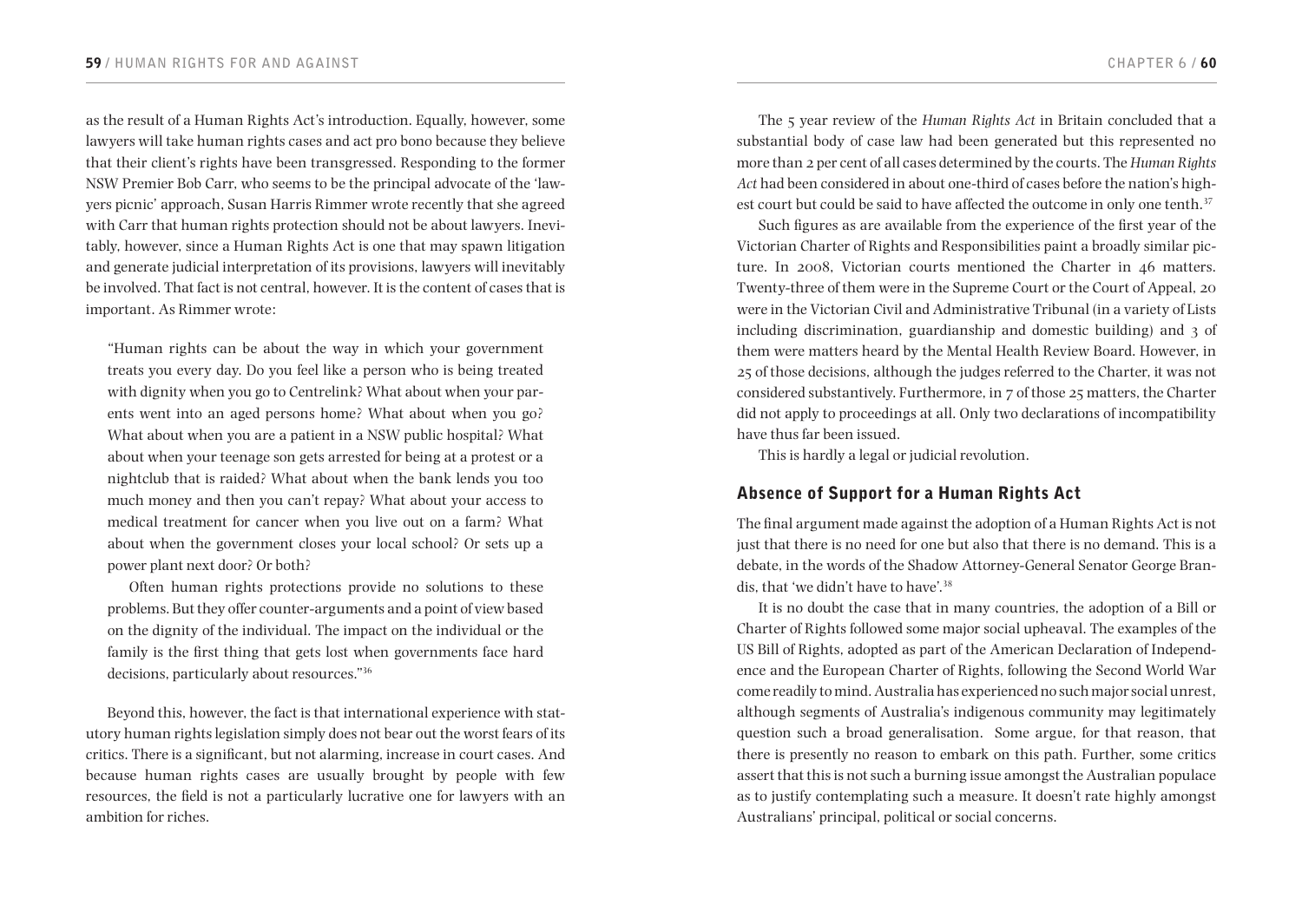as the result of a Human Rights Act's introduction. Equally, however, some lawyers will take human rights cases and act pro bono because they believe that their client's rights have been transgressed. Responding to the former NSW Premier Bob Carr, who seems to be the principal advocate of the 'lawyers picnic' approach, Susan Harris Rimmer wrote recently that she agreed with Carr that human rights protection should not be about lawyers. Inevitably, however, since a Human Rights Act is one that may spawn litigation and generate judicial interpretation of its provisions, lawyers will inevitably be involved. That fact is not central, however. It is the content of cases that is important. As Rimmer wrote:

> "Human rights can be about the way in which your government treats you every day. Do you feel like a person who is being treated with dignity when you go to Centrelink? What about when your parents went into an aged persons home? What about when you go? What about when you are a patient in a NSW public hospital? What about when your teenage son gets arrested for being at a protest or a nightclub that is raided? What about when the bank lends you too much money and then you can't repay? What about your access to medical treatment for cancer when you live out on a farm? What about when the government closes your local school? Or sets up a power plant next door? Or both?
>
> Often human rights protections provide no solutions to these problems. But they offer counter-arguments and a point of view based on the dignity of the individual. The impact on the individual or the family is the first thing that gets lost when governments face hard decisions, particularly about resources."[36]

Beyond this, however, the fact is that international experience with statutory human rights legislation simply does not bear out the worst fears of its critics. There is a significant, but not alarming, increase in court cases. And because human rights cases are usually brought by people with few resources, the field is not a particularly lucrative one for lawyers with an ambition for riches.

The 5 year review of the *Human Rights Act* in Britain concluded that a substantial body of case law had been generated but this represented no more than 2 per cent of all cases determined by the courts. The *Human Rights Act* had been considered in about one-third of cases before the nation's highest court but could be said to have affected the outcome in only one tenth.[37]

Such figures as are available from the experience of the first year of the Victorian Charter of Rights and Responsibilities paint a broadly similar picture. In 2008, Victorian courts mentioned the Charter in 46 matters. Twenty-three of them were in the Supreme Court or the Court of Appeal, 20 were in the Victorian Civil and Administrative Tribunal (in a variety of Lists including discrimination, guardianship and domestic building) and 3 of them were matters heard by the Mental Health Review Board. However, in 25 of those decisions, although the judges referred to the Charter, it was not considered substantively. Furthermore, in 7 of those 25 matters, the Charter did not apply to proceedings at all. Only two declarations of incompatibility have thus far been issued.

This is hardly a legal or judicial revolution.

## Absence of Support for a Human Rights Act

The final argument made against the adoption of a Human Rights Act is not just that there is no need for one but also that there is no demand. This is a debate, in the words of the Shadow Attorney-General Senator George Brandis, that 'we didn't have to have'.[38]

It is no doubt the case that in many countries, the adoption of a Bill or Charter of Rights followed some major social upheaval. The examples of the US Bill of Rights, adopted as part of the American Declaration of Independence and the European Charter of Rights, following the Second World War come readily to mind. Australia has experienced no such major social unrest, although segments of Australia's indigenous community may legitimately question such a broad generalisation. Some argue, for that reason, that there is presently no reason to embark on this path. Further, some critics assert that this is not such a burning issue amongst the Australian populace as to justify contemplating such a measure. It doesn't rate highly amongst Australians' principal, political or social concerns.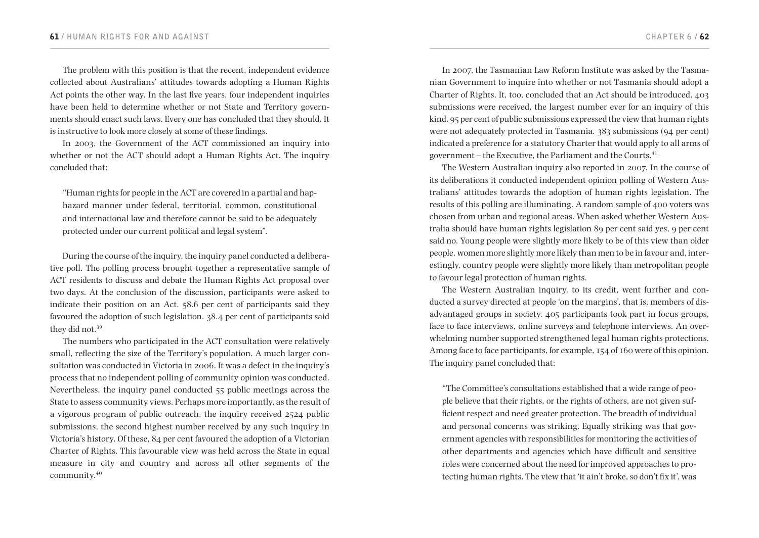The problem with this position is that the recent, independent evidence collected about Australians' attitudes towards adopting a Human Rights Act points the other way. In the last five years, four independent inquiries have been held to determine whether or not State and Territory governments should enact such laws. Every one has concluded that they should. It is instructive to look more closely at some of these findings.

In 2003, the Government of the ACT commissioned an inquiry into whether or not the ACT should adopt a Human Rights Act. The inquiry concluded that:

> "Human rights for people in the ACT are covered in a partial and haphazard manner under federal, territorial, common, constitutional and international law and therefore cannot be said to be adequately protected under our current political and legal system".

During the course of the inquiry, the inquiry panel conducted a deliberative poll. The polling process brought together a representative sample of ACT residents to discuss and debate the Human Rights Act proposal over two days. At the conclusion of the discussion, participants were asked to indicate their position on an Act. 58.6 per cent of participants said they favoured the adoption of such legislation. 38.4 per cent of participants said they did not.[39]

The numbers who participated in the ACT consultation were relatively small, reflecting the size of the Territory's population. A much larger consultation was conducted in Victoria in 2006. It was a defect in the inquiry's process that no independent polling of community opinion was conducted. Nevertheless, the inquiry panel conducted 55 public meetings across the State to assess community views. Perhaps more importantly, as the result of a vigorous program of public outreach, the inquiry received 2524 public submissions, the second highest number received by any such inquiry in Victoria's history. Of these, 84 per cent favoured the adoption of a Victorian Charter of Rights. This favourable view was held across the State in equal measure in city and country and across all other segments of the community.[40]

In 2007, the Tasmanian Law Reform Institute was asked by the Tasmanian Government to inquire into whether or not Tasmania should adopt a Charter of Rights. It, too, concluded that an Act should be introduced. 403 submissions were received, the largest number ever for an inquiry of this kind. 95 per cent of public submissions expressed the view that human rights were not adequately protected in Tasmania. 383 submissions (94 per cent) indicated a preference for a statutory Charter that would apply to all arms of government – the Executive, the Parliament and the Courts.[41]

The Western Australian inquiry also reported in 2007. In the course of its deliberations it conducted independent opinion polling of Western Australians' attitudes towards the adoption of human rights legislation. The results of this polling are illuminating. A random sample of 400 voters was chosen from urban and regional areas. When asked whether Western Australia should have human rights legislation 89 per cent said yes, 9 per cent said no. Young people were slightly more likely to be of this view than older people, women more slightly more likely than men to be in favour and, interestingly, country people were slightly more likely than metropolitan people to favour legal protection of human rights.

The Western Australian inquiry, to its credit, went further and conducted a survey directed at people 'on the margins', that is, members of disadvantaged groups in society. 405 participants took part in focus groups, face to face interviews, online surveys and telephone interviews. An overwhelming number supported strengthened legal human rights protections. Among face to face participants, for example, 154 of 160 were of this opinion. The inquiry panel concluded that:

> "The Committee's consultations established that a wide range of people believe that their rights, or the rights of others, are not given sufficient respect and need greater protection. The breadth of individual and personal concerns was striking. Equally striking was that government agencies with responsibilities for monitoring the activities of other departments and agencies which have difficult and sensitive roles were concerned about the need for improved approaches to protecting human rights. The view that 'it ain't broke, so don't fix it', was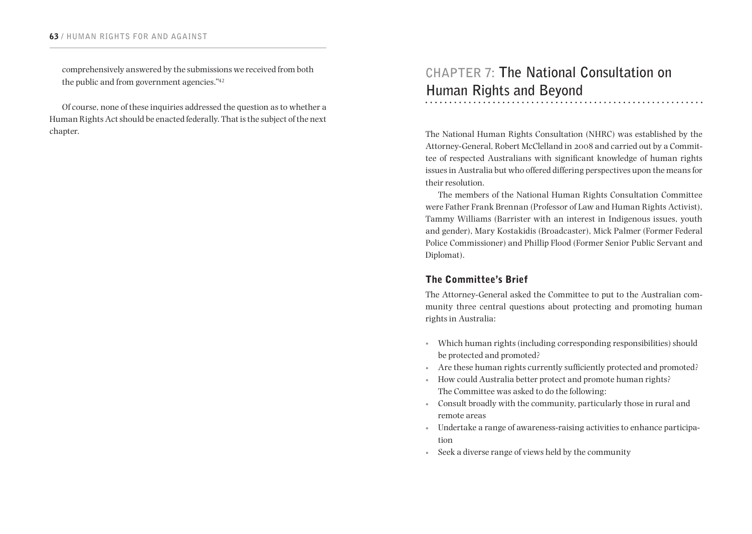comprehensively answered by the submissions we received from both the public and from government agencies."[42]

Of course, none of these inquiries addressed the question as to whether a Human Rights Act should be enacted federally. That is the subject of the next chapter.

# CHAPTER 7: The National Consultation on Human Rights and Beyond

The National Human Rights Consultation (NHRC) was established by the Attorney-General, Robert McClelland in 2008 and carried out by a Committee of respected Australians with significant knowledge of human rights issues in Australia but who offered differing perspectives upon the means for their resolution.

The members of the National Human Rights Consultation Committee were Father Frank Brennan (Professor of Law and Human Rights Activist), Tammy Williams (Barrister with an interest in Indigenous issues, youth and gender), Mary Kostakidis (Broadcaster), Mick Palmer (Former Federal Police Commissioner) and Phillip Flood (Former Senior Public Servant and Diplomat).

## The Committee's Brief

The Attorney-General asked the Committee to put to the Australian community three central questions about protecting and promoting human rights in Australia:

- Which human rights (including corresponding responsibilities) should be protected and promoted?
- Are these human rights currently sufficiently protected and promoted?
- How could Australia better protect and promote human rights?

The Committee was asked to do the following:

- Consult broadly with the community, particularly those in rural and remote areas
- Undertake a range of awareness-raising activities to enhance participation
- Seek a diverse range of views held by the community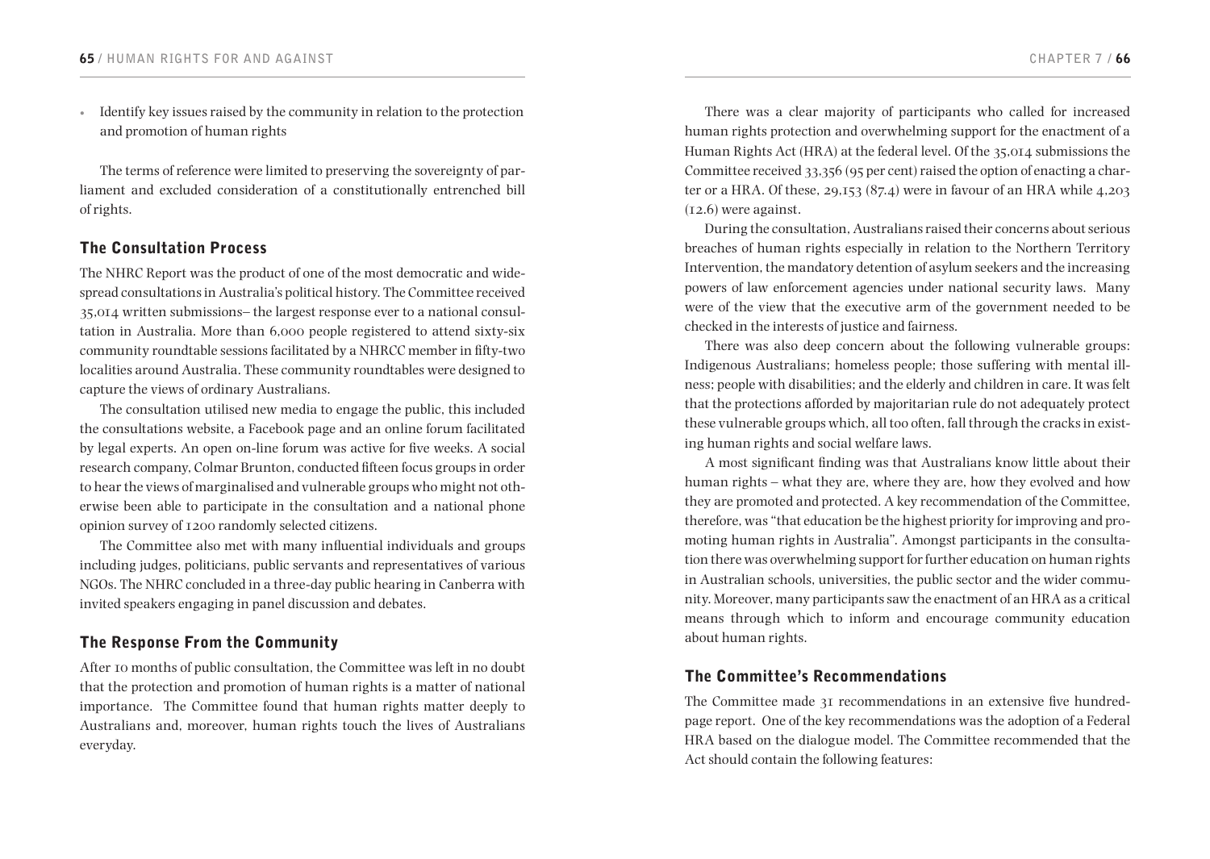- Identify key issues raised by the community in relation to the protection and promotion of human rights

The terms of reference were limited to preserving the sovereignty of parliament and excluded consideration of a constitutionally entrenched bill of rights.

## The Consultation Process

The NHRC Report was the product of one of the most democratic and widespread consultations in Australia's political history. The Committee received 35,014 written submissions– the largest response ever to a national consultation in Australia. More than 6,000 people registered to attend sixty-six community roundtable sessions facilitated by a NHRCC member in fifty-two localities around Australia. These community roundtables were designed to capture the views of ordinary Australians.

The consultation utilised new media to engage the public, this included the consultations website, a Facebook page and an online forum facilitated by legal experts. An open on-line forum was active for five weeks. A social research company, Colmar Brunton, conducted fifteen focus groups in order to hear the views of marginalised and vulnerable groups who might not otherwise been able to participate in the consultation and a national phone opinion survey of 1200 randomly selected citizens.

The Committee also met with many influential individuals and groups including judges, politicians, public servants and representatives of various NGOs. The NHRC concluded in a three-day public hearing in Canberra with invited speakers engaging in panel discussion and debates.

## The Response From the Community

After 10 months of public consultation, the Committee was left in no doubt that the protection and promotion of human rights is a matter of national importance. The Committee found that human rights matter deeply to Australians and, moreover, human rights touch the lives of Australians everyday.

There was a clear majority of participants who called for increased human rights protection and overwhelming support for the enactment of a Human Rights Act (HRA) at the federal level. Of the 35,014 submissions the Committee received 33,356 (95 per cent) raised the option of enacting a charter or a HRA. Of these, 29,153 (87.4) were in favour of an HRA while 4,203 (12.6) were against.

During the consultation, Australians raised their concerns about serious breaches of human rights especially in relation to the Northern Territory Intervention, the mandatory detention of asylum seekers and the increasing powers of law enforcement agencies under national security laws. Many were of the view that the executive arm of the government needed to be checked in the interests of justice and fairness.

There was also deep concern about the following vulnerable groups: Indigenous Australians; homeless people; those suffering with mental illness; people with disabilities; and the elderly and children in care. It was felt that the protections afforded by majoritarian rule do not adequately protect these vulnerable groups which, all too often, fall through the cracks in existing human rights and social welfare laws.

A most significant finding was that Australians know little about their human rights – what they are, where they are, how they evolved and how they are promoted and protected. A key recommendation of the Committee, therefore, was "that education be the highest priority for improving and promoting human rights in Australia". Amongst participants in the consultation there was overwhelming support for further education on human rights in Australian schools, universities, the public sector and the wider community. Moreover, many participants saw the enactment of an HRA as a critical means through which to inform and encourage community education about human rights.

## The Committee's Recommendations

The Committee made 31 recommendations in an extensive five hundred-page report. One of the key recommendations was the adoption of a Federal HRA based on the dialogue model. The Committee recommended that the Act should contain the following features: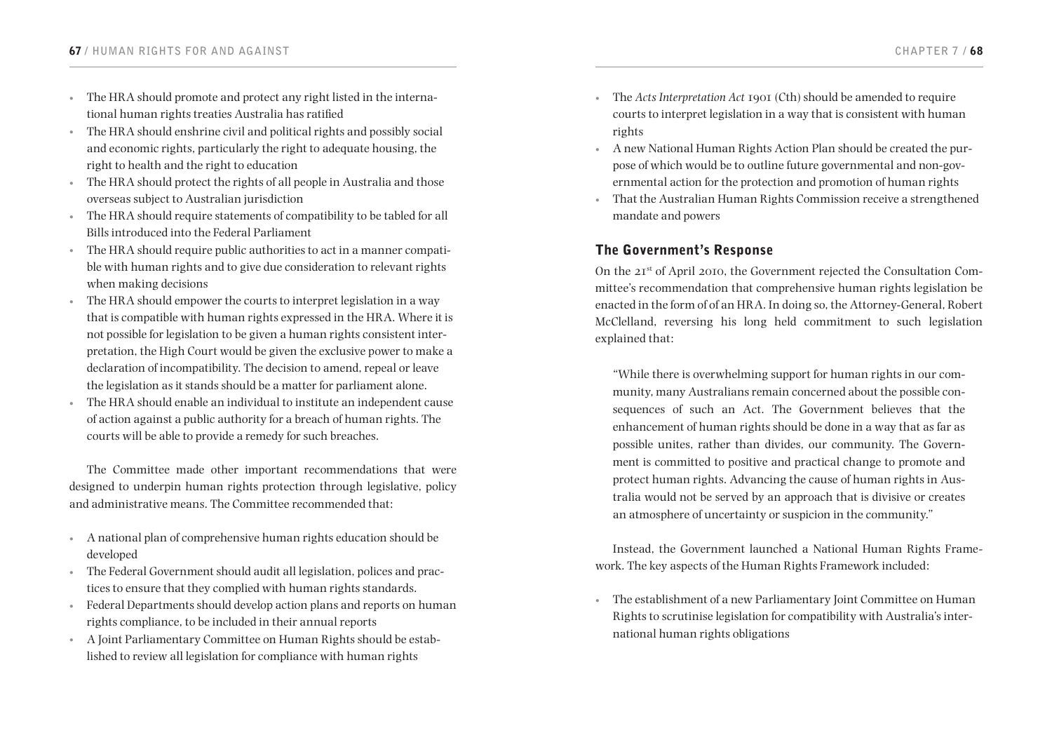- The HRA should promote and protect any right listed in the international human rights treaties Australia has ratified
- The HRA should enshrine civil and political rights and possibly social and economic rights, particularly the right to adequate housing, the right to health and the right to education
- The HRA should protect the rights of all people in Australia and those overseas subject to Australian jurisdiction
- The HRA should require statements of compatibility to be tabled for all Bills introduced into the Federal Parliament
- The HRA should require public authorities to act in a manner compatible with human rights and to give due consideration to relevant rights when making decisions
- The HRA should empower the courts to interpret legislation in a way that is compatible with human rights expressed in the HRA. Where it is not possible for legislation to be given a human rights consistent interpretation, the High Court would be given the exclusive power to make a declaration of incompatibility. The decision to amend, repeal or leave the legislation as it stands should be a matter for parliament alone.
- The HRA should enable an individual to institute an independent cause of action against a public authority for a breach of human rights. The courts will be able to provide a remedy for such breaches.

The Committee made other important recommendations that were designed to underpin human rights protection through legislative, policy and administrative means. The Committee recommended that:

- A national plan of comprehensive human rights education should be developed
- The Federal Government should audit all legislation, polices and practices to ensure that they complied with human rights standards.
- Federal Departments should develop action plans and reports on human rights compliance, to be included in their annual reports
- A Joint Parliamentary Committee on Human Rights should be established to review all legislation for compliance with human rights
- The *Acts Interpretation Act* 1901 (Cth) should be amended to require courts to interpret legislation in a way that is consistent with human rights
- A new National Human Rights Action Plan should be created the purpose of which would be to outline future governmental and non-governmental action for the protection and promotion of human rights
- That the Australian Human Rights Commission receive a strengthened mandate and powers

## The Government's Response

On the 21st of April 2010, the Government rejected the Consultation Committee's recommendation that comprehensive human rights legislation be enacted in the form of of an HRA. In doing so, the Attorney-General, Robert McClelland, reversing his long held commitment to such legislation explained that:

> "While there is overwhelming support for human rights in our community, many Australians remain concerned about the possible consequences of such an Act. The Government believes that the enhancement of human rights should be done in a way that as far as possible unites, rather than divides, our community. The Government is committed to positive and practical change to promote and protect human rights. Advancing the cause of human rights in Australia would not be served by an approach that is divisive or creates an atmosphere of uncertainty or suspicion in the community."

Instead, the Government launched a National Human Rights Framework. The key aspects of the Human Rights Framework included:

- The establishment of a new Parliamentary Joint Committee on Human Rights to scrutinise legislation for compatibility with Australia's international human rights obligations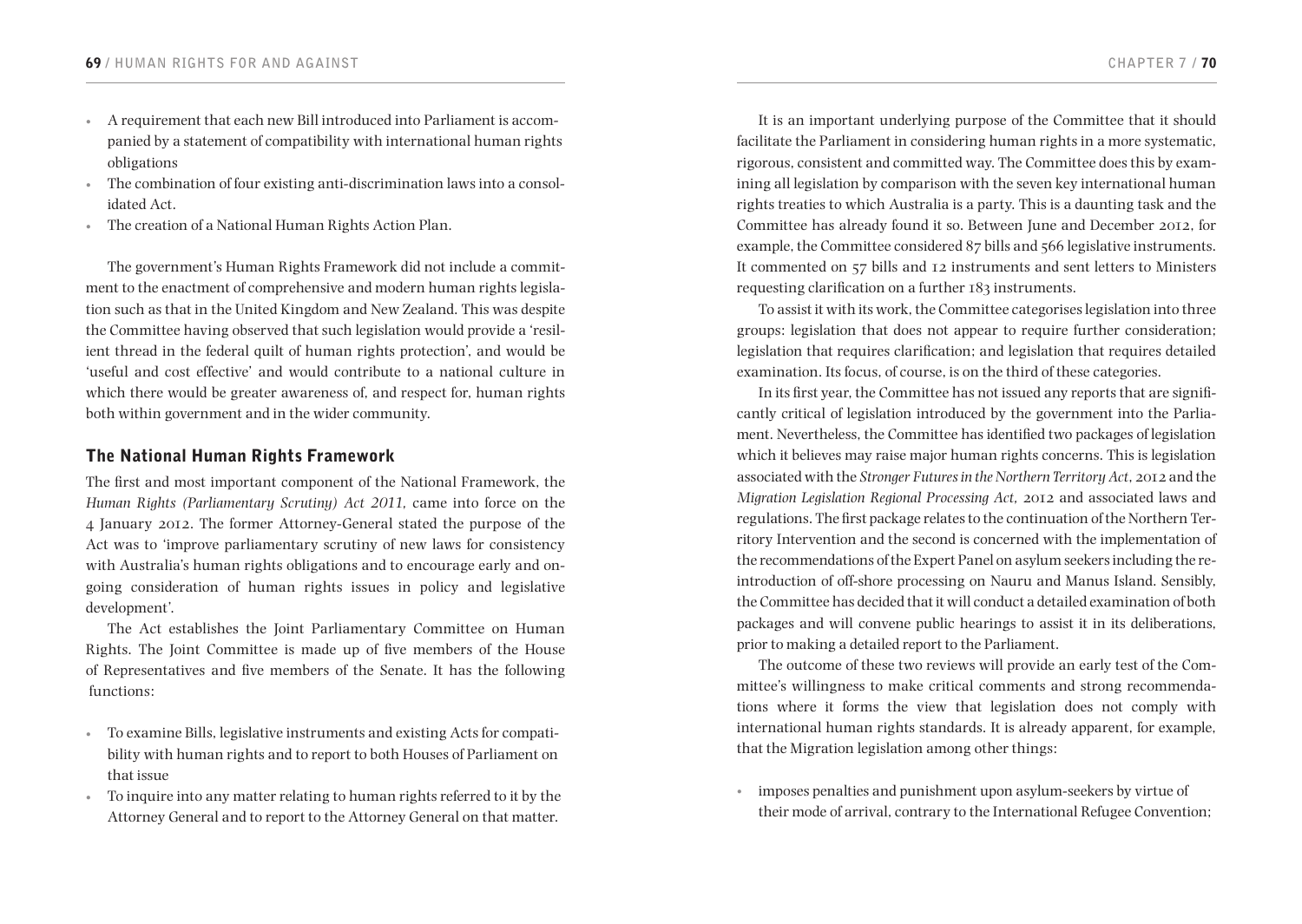- A requirement that each new Bill introduced into Parliament is accompanied by a statement of compatibility with international human rights obligations
- The combination of four existing anti-discrimination laws into a consolidated Act.
- The creation of a National Human Rights Action Plan.

The government's Human Rights Framework did not include a commitment to the enactment of comprehensive and modern human rights legislation such as that in the United Kingdom and New Zealand. This was despite the Committee having observed that such legislation would provide a 'resilient thread in the federal quilt of human rights protection', and would be 'useful and cost effective' and would contribute to a national culture in which there would be greater awareness of, and respect for, human rights both within government and in the wider community.

## The National Human Rights Framework

The first and most important component of the National Framework, the *Human Rights (Parliamentary Scrutiny) Act 2011,* came into force on the 4 January 2012. The former Attorney-General stated the purpose of the Act was to 'improve parliamentary scrutiny of new laws for consistency with Australia's human rights obligations and to encourage early and ongoing consideration of human rights issues in policy and legislative development'.

The Act establishes the Joint Parliamentary Committee on Human Rights. The Joint Committee is made up of five members of the House of Representatives and five members of the Senate. It has the following functions:

- To examine Bills, legislative instruments and existing Acts for compatibility with human rights and to report to both Houses of Parliament on that issue
- To inquire into any matter relating to human rights referred to it by the Attorney General and to report to the Attorney General on that matter.

It is an important underlying purpose of the Committee that it should facilitate the Parliament in considering human rights in a more systematic, rigorous, consistent and committed way. The Committee does this by examining all legislation by comparison with the seven key international human rights treaties to which Australia is a party. This is a daunting task and the Committee has already found it so. Between June and December 2012, for example, the Committee considered 87 bills and 566 legislative instruments. It commented on 57 bills and 12 instruments and sent letters to Ministers requesting clarification on a further 183 instruments.

To assist it with its work, the Committee categorises legislation into three groups: legislation that does not appear to require further consideration; legislation that requires clarification; and legislation that requires detailed examination. Its focus, of course, is on the third of these categories.

In its first year, the Committee has not issued any reports that are significantly critical of legislation introduced by the government into the Parliament. Nevertheless, the Committee has identified two packages of legislation which it believes may raise major human rights concerns. This is legislation associated with the *Stronger Futures in the Northern Territory Act*, 2012 and the *Migration Legislation Regional Processing Act,* 2012 and associated laws and regulations. The first package relates to the continuation of the Northern Territory Intervention and the second is concerned with the implementation of the recommendations of the Expert Panel on asylum seekers including the re-introduction of off-shore processing on Nauru and Manus Island. Sensibly, the Committee has decided that it will conduct a detailed examination of both packages and will convene public hearings to assist it in its deliberations, prior to making a detailed report to the Parliament.

The outcome of these two reviews will provide an early test of the Committee's willingness to make critical comments and strong recommendations where it forms the view that legislation does not comply with international human rights standards. It is already apparent, for example, that the Migration legislation among other things:

- imposes penalties and punishment upon asylum-seekers by virtue of their mode of arrival, contrary to the International Refugee Convention;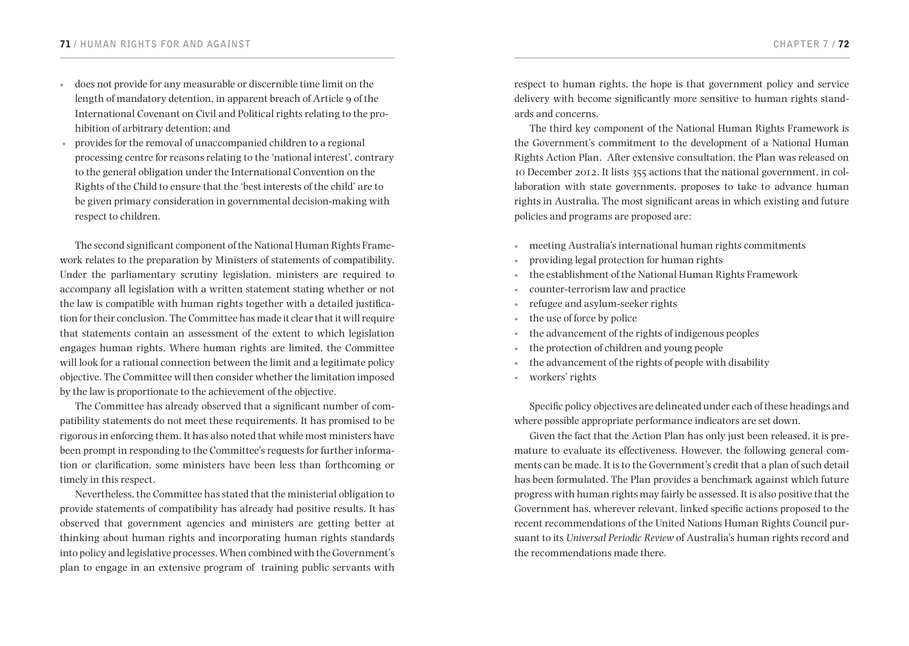- does not provide for any measurable or discernible time limit on the length of mandatory detention, in apparent breach of Article 9 of the International Covenant on Civil and Political rights relating to the prohibition of arbitrary detention; and
- provides for the removal of unaccompanied children to a regional processing centre for reasons relating to the 'national interest', contrary to the general obligation under the International Convention on the Rights of the Child to ensure that the 'best interests of the child' are to be given primary consideration in governmental decision-making with respect to children.

The second significant component of the National Human Rights Framework relates to the preparation by Ministers of statements of compatibility. Under the parliamentary scrutiny legislation, ministers are required to accompany all legislation with a written statement stating whether or not the law is compatible with human rights together with a detailed justification for their conclusion. The Committee has made it clear that it will require that statements contain an assessment of the extent to which legislation engages human rights. Where human rights are limited, the Committee will look for a rational connection between the limit and a legitimate policy objective. The Committee will then consider whether the limitation imposed by the law is proportionate to the achievement of the objective.

The Committee has already observed that a significant number of compatibility statements do not meet these requirements. It has promised to be rigorous in enforcing them. It has also noted that while most ministers have been prompt in responding to the Committee's requests for further information or clarification, some ministers have been less than forthcoming or timely in this respect.

Nevertheless, the Committee has stated that the ministerial obligation to provide statements of compatibility has already had positive results. It has observed that government agencies and ministers are getting better at thinking about human rights and incorporating human rights standards into policy and legislative processes. When combined with the Government's plan to engage in an extensive program of training public servants with respect to human rights, the hope is that government policy and service delivery with become significantly more sensitive to human rights standards and concerns.

The third key component of the National Human Rights Framework is the Government's commitment to the development of a National Human Rights Action Plan. After extensive consultation, the Plan was released on 10 December 2012. It lists 355 actions that the national government, in collaboration with state governments, proposes to take to advance human rights in Australia. The most significant areas in which existing and future policies and programs are proposed are:

- meeting Australia's international human rights commitments
- providing legal protection for human rights
- the establishment of the National Human Rights Framework
- counter-terrorism law and practice
- refugee and asylum-seeker rights
- the use of force by police
- the advancement of the rights of indigenous peoples
- the protection of children and young people
- the advancement of the rights of people with disability
- workers' rights

Specific policy objectives are delineated under each of these headings and where possible appropriate performance indicators are set down.

Given the fact that the Action Plan has only just been released, it is premature to evaluate its effectiveness. However, the following general comments can be made. It is to the Government's credit that a plan of such detail has been formulated. The Plan provides a benchmark against which future progress with human rights may fairly be assessed. It is also positive that the Government has, wherever relevant, linked specific actions proposed to the recent recommendations of the United Nations Human Rights Council pursuant to its *Universal Periodic Review* of Australia's human rights record and the recommendations made there.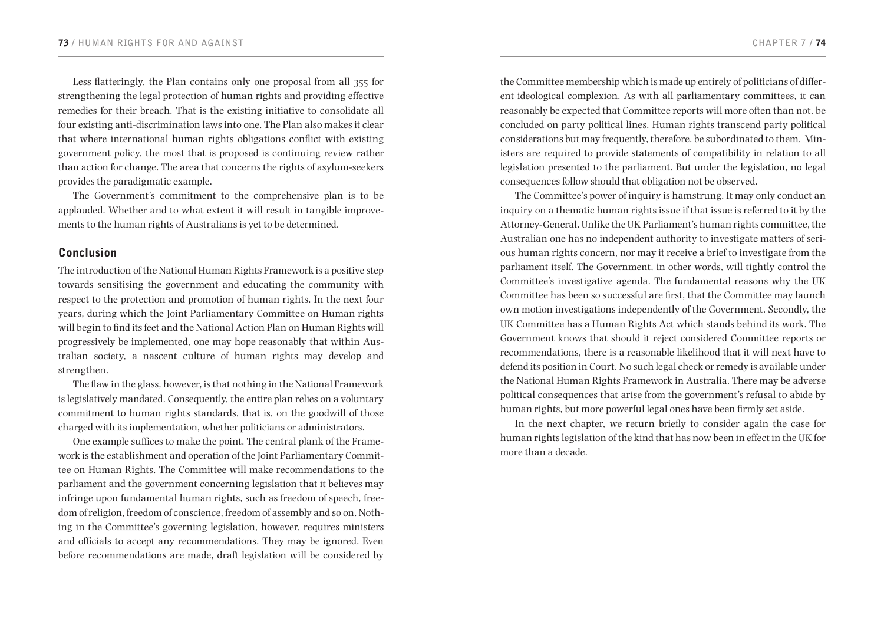Less flatteringly, the Plan contains only one proposal from all 355 for strengthening the legal protection of human rights and providing effective remedies for their breach. That is the existing initiative to consolidate all four existing anti-discrimination laws into one. The Plan also makes it clear that where international human rights obligations conflict with existing government policy, the most that is proposed is continuing review rather than action for change. The area that concerns the rights of asylum-seekers provides the paradigmatic example.

The Government's commitment to the comprehensive plan is to be applauded. Whether and to what extent it will result in tangible improvements to the human rights of Australians is yet to be determined.

## Conclusion

The introduction of the National Human Rights Framework is a positive step towards sensitising the government and educating the community with respect to the protection and promotion of human rights. In the next four years, during which the Joint Parliamentary Committee on Human rights will begin to find its feet and the National Action Plan on Human Rights will progressively be implemented, one may hope reasonably that within Australian society, a nascent culture of human rights may develop and strengthen.

The flaw in the glass, however, is that nothing in the National Framework is legislatively mandated. Consequently, the entire plan relies on a voluntary commitment to human rights standards, that is, on the goodwill of those charged with its implementation, whether politicians or administrators.

One example suffices to make the point. The central plank of the Framework is the establishment and operation of the Joint Parliamentary Committee on Human Rights. The Committee will make recommendations to the parliament and the government concerning legislation that it believes may infringe upon fundamental human rights, such as freedom of speech, freedom of religion, freedom of conscience, freedom of assembly and so on. Nothing in the Committee's governing legislation, however, requires ministers and officials to accept any recommendations. They may be ignored. Even before recommendations are made, draft legislation will be considered by the Committee membership which is made up entirely of politicians of different ideological complexion. As with all parliamentary committees, it can reasonably be expected that Committee reports will more often than not, be concluded on party political lines. Human rights transcend party political considerations but may frequently, therefore, be subordinated to them. Ministers are required to provide statements of compatibility in relation to all legislation presented to the parliament. But under the legislation, no legal consequences follow should that obligation not be observed.

The Committee's power of inquiry is hamstrung. It may only conduct an inquiry on a thematic human rights issue if that issue is referred to it by the Attorney-General. Unlike the UK Parliament's human rights committee, the Australian one has no independent authority to investigate matters of serious human rights concern, nor may it receive a brief to investigate from the parliament itself. The Government, in other words, will tightly control the Committee's investigative agenda. The fundamental reasons why the UK Committee has been so successful are first, that the Committee may launch own motion investigations independently of the Government. Secondly, the UK Committee has a Human Rights Act which stands behind its work. The Government knows that should it reject considered Committee reports or recommendations, there is a reasonable likelihood that it will next have to defend its position in Court. No such legal check or remedy is available under the National Human Rights Framework in Australia. There may be adverse political consequences that arise from the government's refusal to abide by human rights, but more powerful legal ones have been firmly set aside.

In the next chapter, we return briefly to consider again the case for human rights legislation of the kind that has now been in effect in the UK for more than a decade.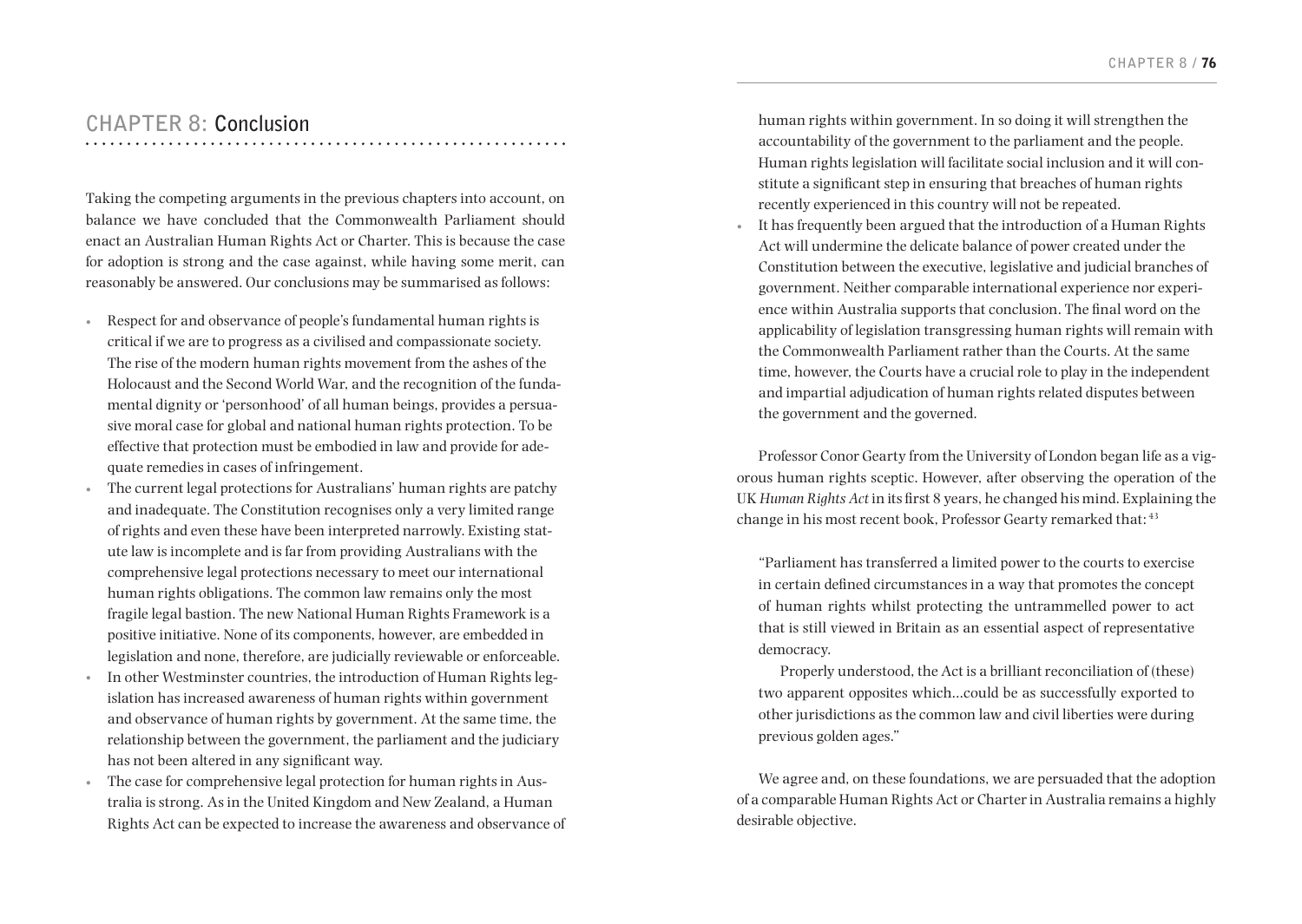## CHAPTER 8: Conclusion

Taking the competing arguments in the previous chapters into account, on balance we have concluded that the Commonwealth Parliament should enact an Australian Human Rights Act or Charter. This is because the case for adoption is strong and the case against, while having some merit, can reasonably be answered. Our conclusions may be summarised as follows:

- Respect for and observance of people's fundamental human rights is critical if we are to progress as a civilised and compassionate society. The rise of the modern human rights movement from the ashes of the Holocaust and the Second World War, and the recognition of the fundamental dignity or 'personhood' of all human beings, provides a persuasive moral case for global and national human rights protection. To be effective that protection must be embodied in law and provide for adequate remedies in cases of infringement.
- The current legal protections for Australians' human rights are patchy and inadequate. The Constitution recognises only a very limited range of rights and even these have been interpreted narrowly. Existing statute law is incomplete and is far from providing Australians with the comprehensive legal protections necessary to meet our international human rights obligations. The common law remains only the most fragile legal bastion. The new National Human Rights Framework is a positive initiative. None of its components, however, are embedded in legislation and none, therefore, are judicially reviewable or enforceable.
- In other Westminster countries, the introduction of Human Rights legislation has increased awareness of human rights within government and observance of human rights by government. At the same time, the relationship between the government, the parliament and the judiciary has not been altered in any significant way.
- The case for comprehensive legal protection for human rights in Australia is strong. As in the United Kingdom and New Zealand, a Human Rights Act can be expected to increase the awareness and observance of human rights within government. In so doing it will strengthen the accountability of the government to the parliament and the people. Human rights legislation will facilitate social inclusion and it will constitute a significant step in ensuring that breaches of human rights recently experienced in this country will not be repeated.
- It has frequently been argued that the introduction of a Human Rights Act will undermine the delicate balance of power created under the Constitution between the executive, legislative and judicial branches of government. Neither comparable international experience nor experience within Australia supports that conclusion. The final word on the applicability of legislation transgressing human rights will remain with the Commonwealth Parliament rather than the Courts. At the same time, however, the Courts have a crucial role to play in the independent and impartial adjudication of human rights related disputes between the government and the governed.

Professor Conor Gearty from the University of London began life as a vigorous human rights sceptic. However, after observing the operation of the UK *Human Rights Act* in its first 8 years, he changed his mind. Explaining the change in his most recent book, Professor Gearty remarked that:[43]

> "Parliament has transferred a limited power to the courts to exercise in certain defined circumstances in a way that promotes the concept of human rights whilst protecting the untrammelled power to act that is still viewed in Britain as an essential aspect of representative democracy.
>
> Properly understood, the Act is a brilliant reconciliation of (these) two apparent opposites which…could be as successfully exported to other jurisdictions as the common law and civil liberties were during previous golden ages."

We agree and, on these foundations, we are persuaded that the adoption of a comparable Human Rights Act or Charter in Australia remains a highly desirable objective.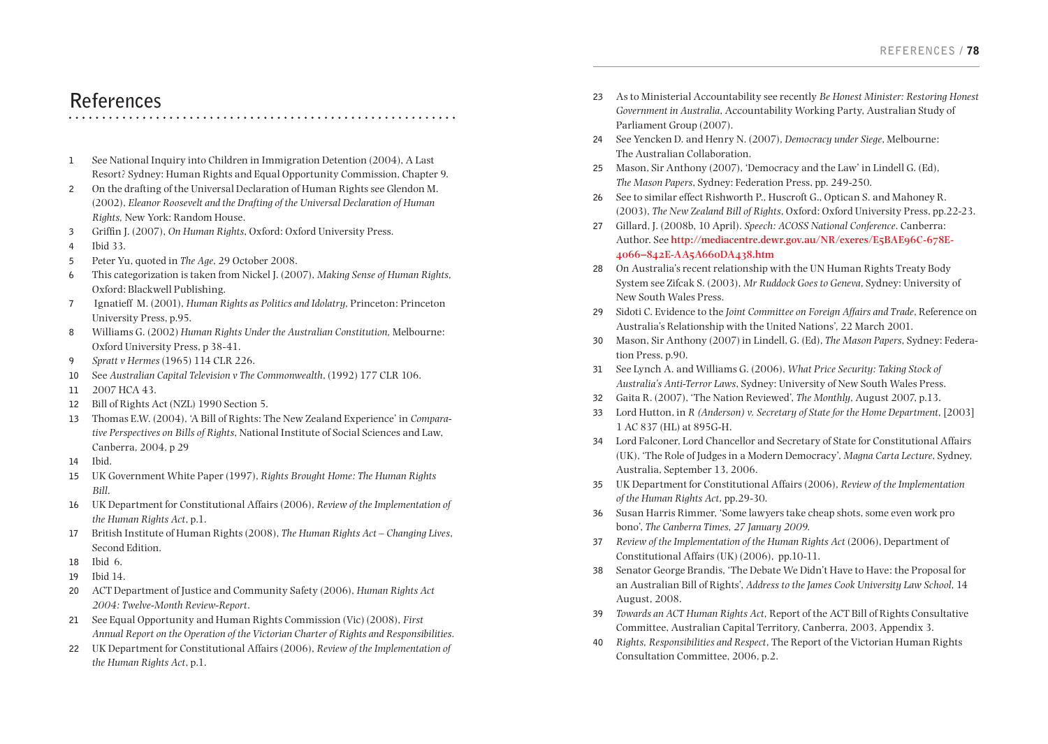# References

1. See National Inquiry into Children in Immigration Detention (2004), A Last Resort? Sydney: Human Rights and Equal Opportunity Commission, Chapter 9.
2. On the drafting of the Universal Declaration of Human Rights see Glendon M. (2002), *Eleanor Roosevelt and the Drafting of the Universal Declaration of Human Rights,* New York: Random House.
3. Griffin J. (2007), *On Human Rights*, Oxford: Oxford University Press.
4. Ibid 33.
5. Peter Yu, quoted in *The Age*, 29 October 2008.
6. This categorization is taken from Nickel J. (2007), *Making Sense of Human Rights,* Oxford: Blackwell Publishing.
7. Ignatieff M. (2001), *Human Rights as Politics and Idolatry*, Princeton: Princeton University Press, p.95.
8. Williams G. (2002) *Human Rights Under the Australian Constitution,* Melbourne: Oxford University Press, p 38-41.
9. *Spratt v Hermes* (1965) 114 CLR 226.
10. See *Australian Capital Television v The Commonwealth*, (1992) 177 CLR 106.
11. 2007 HCA 43.
12. Bill of Rights Act (NZL) 1990 Section 5.
13. Thomas E.W. (2004), 'A Bill of Rights: The New Zealand Experience' in *Comparative Perspectives on Bills of Rights*, National Institute of Social Sciences and Law, Canberra, 2004, p 29
14. Ibid.
15. UK Government White Paper (1997), *Rights Brought Home: The Human Rights Bill.*
16. UK Department for Constitutional Affairs (2006), *Review of the Implementation of the Human Rights Act*, p.1.
17. British Institute of Human Rights (2008), *The Human Rights Act – Changing Lives*, Second Edition.
18. Ibid 6.
19. Ibid 14.
20. ACT Department of Justice and Community Safety (2006), *Human Rights Act 2004: Twelve-Month Review-Report*.
21. See Equal Opportunity and Human Rights Commission (Vic) (2008), *First Annual Report on the Operation of the Victorian Charter of Rights and Responsibilities.*
22. UK Department for Constitutional Affairs (2006), *Review of the Implementation of the Human Rights Act*, p.1.
23. As to Ministerial Accountability see recently *Be Honest Minister: Restoring Honest Government in Australia*, Accountability Working Party, Australian Study of Parliament Group (2007).
24. See Yencken D. and Henry N. (2007), *Democracy under Siege*, Melbourne: The Australian Collaboration.
25. Mason, Sir Anthony (2007), 'Democracy and the Law' in Lindell G. (Ed), *The Mason Papers*, Sydney: Federation Press, pp. 249-250.
26. See to similar effect Rishworth P., Huscroft G., Optican S. and Mahoney R. (2003), *The New Zealand Bill of Rights*, Oxford: Oxford University Press, pp.22-23.
27. Gillard, J. (2008b, 10 April). *Speech: ACOSS National Conference*. Canberra: Author. See **http://mediacentre.dewr.gov.au/NR/exeres/E5BAE96C-678E-4066–842E-AA5A660DA438.htm**
28. On Australia's recent relationship with the UN Human Rights Treaty Body System see Zifcak S. (2003), *Mr Ruddock Goes to Geneva*, Sydney: University of New South Wales Press.
29. Sidoti C. Evidence to the *Joint Committee on Foreign Affairs and Trade*, Reference on Australia's Relationship with the United Nations', 22 March 2001.
30. Mason, Sir Anthony (2007) in Lindell, G. (Ed), *The Mason Papers*, Sydney: Federation Press, p.90.
31. See Lynch A. and Williams G. (2006), *What Price Security: Taking Stock of Australia's Anti-Terror Laws*, Sydney: University of New South Wales Press.
32. Gaita R. (2007), 'The Nation Reviewed', *The Monthly*, August 2007, p.13.
33. Lord Hutton, in *R (Anderson) v. Secretary of State for the Home Department*, [2003] 1 AC 837 (HL) at 895G-H.
34. Lord Falconer, Lord Chancellor and Secretary of State for Constitutional Affairs (UK), 'The Role of Judges in a Modern Democracy', *Magna Carta Lecture*, Sydney, Australia, September 13, 2006.
35. UK Department for Constitutional Affairs (2006), *Review of the Implementation of the Human Rights Act*, pp.29-30.
36. Susan Harris Rimmer, 'Some lawyers take cheap shots, some even work pro bono', *The Canberra Times, 27 January 2009.*
37. *Review of the Implementation of the Human Rights Act* (2006), Department of Constitutional Affairs (UK) (2006), pp.10-11.
38. Senator George Brandis, 'The Debate We Didn't Have to Have: the Proposal for an Australian Bill of Rights', *Address to the James Cook University Law School*, 14 August, 2008.
39. *Towards an ACT Human Rights Act*, Report of the ACT Bill of Rights Consultative Committee, Australian Capital Territory, Canberra, 2003, Appendix 3.
40. *Rights, Responsibilities and Respect*, The Report of the Victorian Human Rights Consultation Committee, 2006, p.2.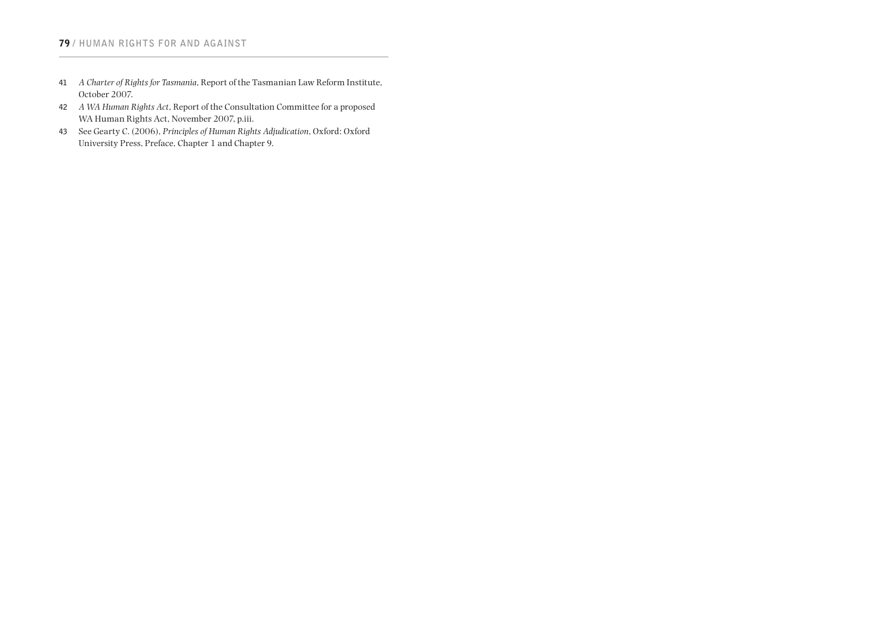41 *A Charter of Rights for Tasmania*, Report of the Tasmanian Law Reform Institute, October 2007.

42 *A WA Human Rights Act*, Report of the Consultation Committee for a proposed WA Human Rights Act, November 2007, p.iii.

43 See Gearty C. (2006), *Principles of Human Rights Adjudication*, Oxford: Oxford University Press, Preface, Chapter 1 and Chapter 9.